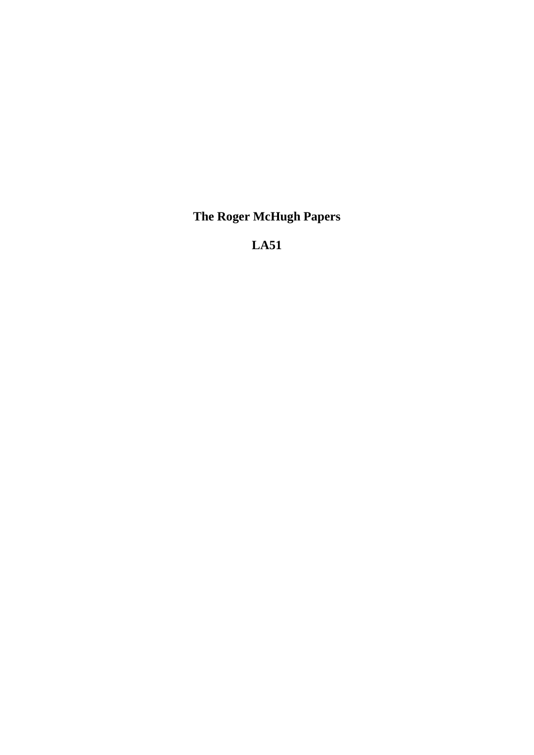# The Roger McHugh Papers

## LA51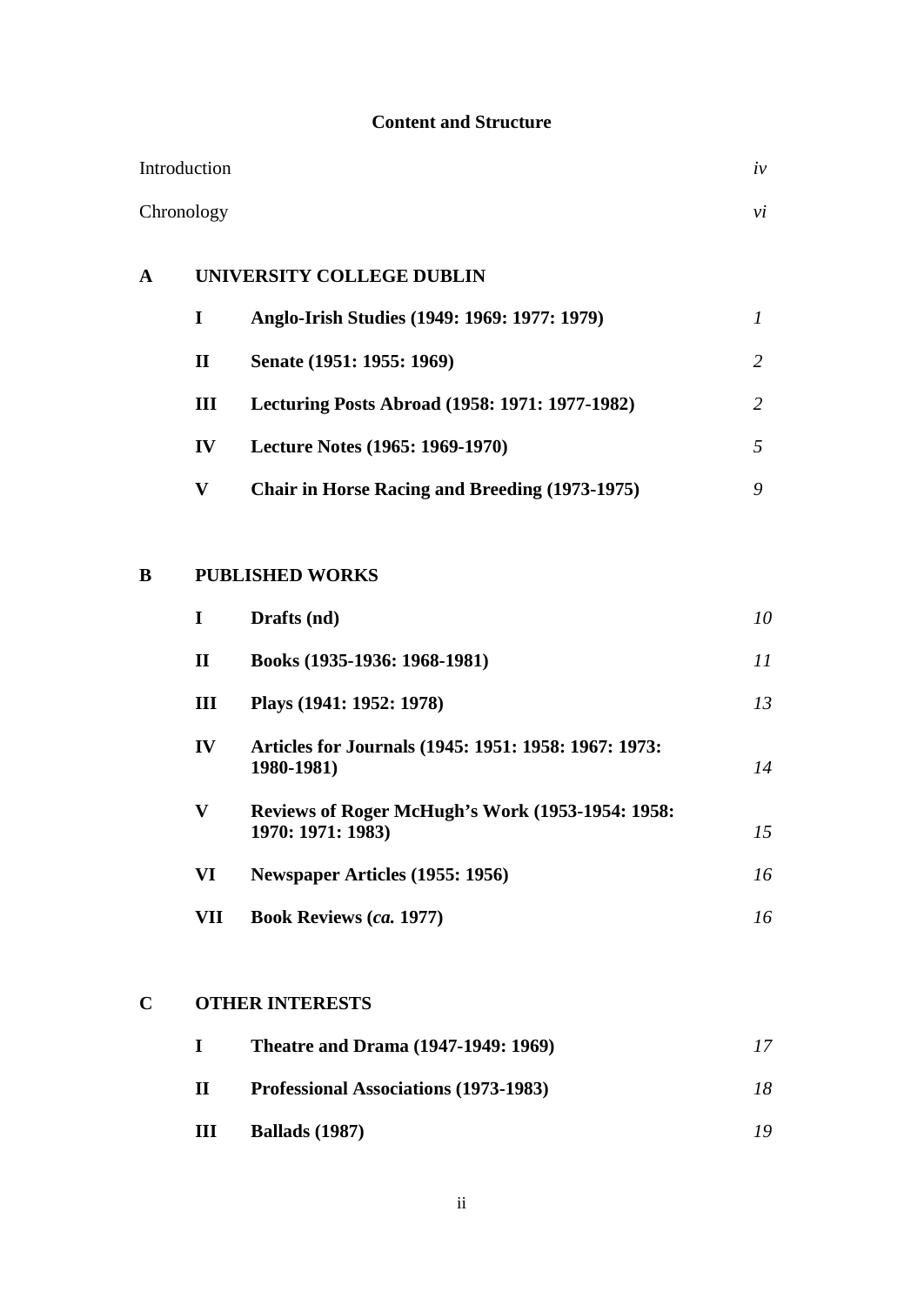## Content and Structure

| | | |
|---|---|---|
| Introduction | | *iv* |
| Chronology | | *vi* |

| | | |
|---|---|---|
| **A** | **UNIVERSITY COLLEGE DUBLIN** | |
| **I** | **Anglo-Irish Studies (1949: 1969: 1977: 1979)** | *1* |
| **II** | **Senate (1951: 1955: 1969)** | *2* |
| **III** | **Lecturing Posts Abroad (1958: 1971: 1977-1982)** | *2* |
| **IV** | **Lecture Notes (1965: 1969-1970)** | *5* |
| **V** | **Chair in Horse Racing and Breeding (1973-1975)** | *9* |

| | | |
|---|---|---|
| **B** | **PUBLISHED WORKS** | |
| **I** | **Drafts (nd)** | *10* |
| **II** | **Books (1935-1936: 1968-1981)** | *11* |
| **III** | **Plays (1941: 1952: 1978)** | *13* |
| **IV** | **Articles for Journals (1945: 1951: 1958: 1967: 1973: 1980-1981)** | *14* |
| **V** | **Reviews of Roger McHugh's Work (1953-1954: 1958: 1970: 1971: 1983)** | *15* |
| **VI** | **Newspaper Articles (1955: 1956)** | *16* |
| **VII** | **Book Reviews (*ca.* 1977)** | *16* |

| | | |
|---|---|---|
| **C** | **OTHER INTERESTS** | |
| **I** | **Theatre and Drama (1947-1949: 1969)** | *17* |
| **II** | **Professional Associations (1973-1983)** | *18* |
| **III** | **Ballads (1987)** | *19* |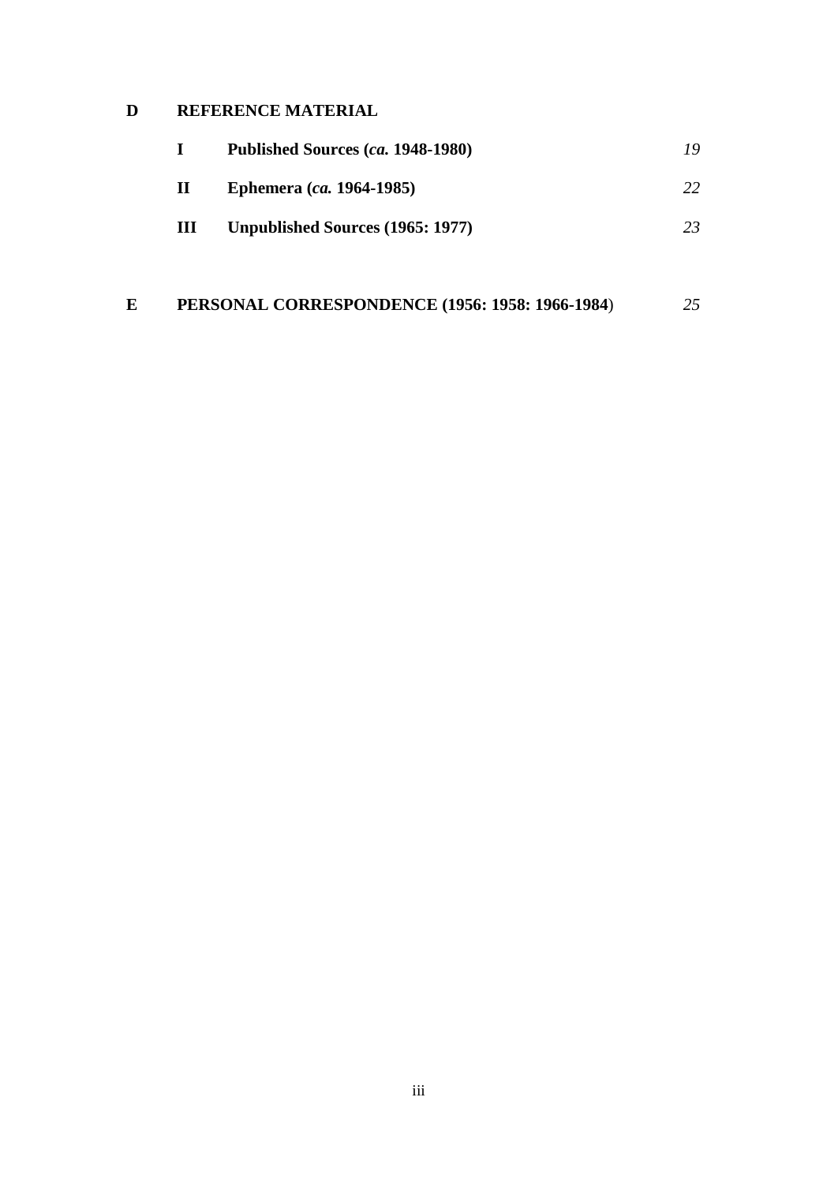**D REFERENCE MATERIAL**

| | | |
|---|---|---|
| **I** | **Published Sources (*ca.* 1948-1980)** | *19* |
| **II** | **Ephemera (*ca.* 1964-1985)** | *22* |
| **III** | **Unpublished Sources (1965: 1977)** | *23* |

**E PERSONAL CORRESPONDENCE (1956: 1958: 1966-1984**) *25*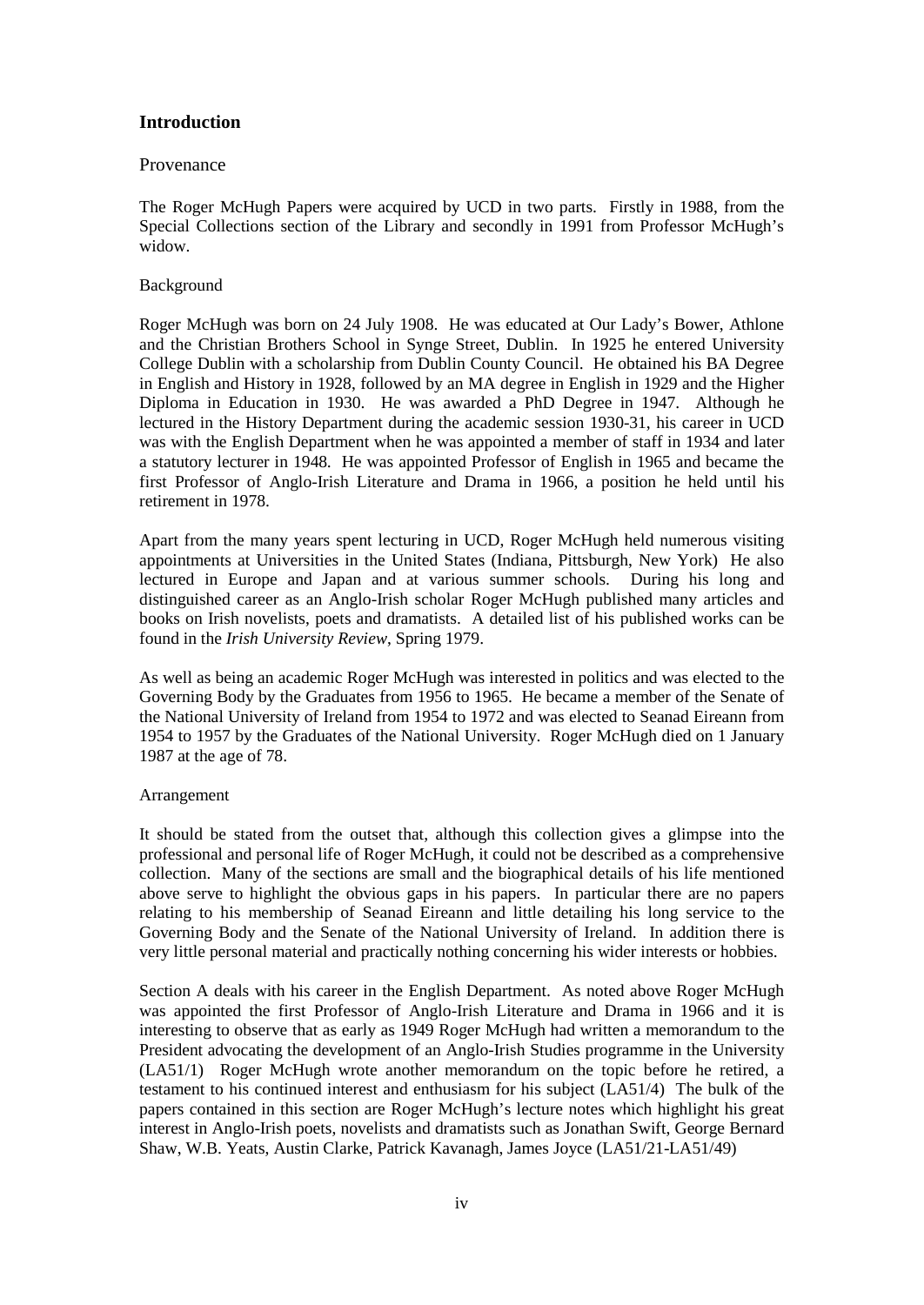## Introduction

### Provenance

The Roger McHugh Papers were acquired by UCD in two parts. Firstly in 1988, from the Special Collections section of the Library and secondly in 1991 from Professor McHugh's widow.

### Background

Roger McHugh was born on 24 July 1908. He was educated at Our Lady's Bower, Athlone and the Christian Brothers School in Synge Street, Dublin. In 1925 he entered University College Dublin with a scholarship from Dublin County Council. He obtained his BA Degree in English and History in 1928, followed by an MA degree in English in 1929 and the Higher Diploma in Education in 1930. He was awarded a PhD Degree in 1947. Although he lectured in the History Department during the academic session 1930-31, his career in UCD was with the English Department when he was appointed a member of staff in 1934 and later a statutory lecturer in 1948. He was appointed Professor of English in 1965 and became the first Professor of Anglo-Irish Literature and Drama in 1966, a position he held until his retirement in 1978.

Apart from the many years spent lecturing in UCD, Roger McHugh held numerous visiting appointments at Universities in the United States (Indiana, Pittsburgh, New York) He also lectured in Europe and Japan and at various summer schools. During his long and distinguished career as an Anglo-Irish scholar Roger McHugh published many articles and books on Irish novelists, poets and dramatists. A detailed list of his published works can be found in the *Irish University Review*, Spring 1979.

As well as being an academic Roger McHugh was interested in politics and was elected to the Governing Body by the Graduates from 1956 to 1965. He became a member of the Senate of the National University of Ireland from 1954 to 1972 and was elected to Seanad Eireann from 1954 to 1957 by the Graduates of the National University. Roger McHugh died on 1 January 1987 at the age of 78.

### Arrangement

It should be stated from the outset that, although this collection gives a glimpse into the professional and personal life of Roger McHugh, it could not be described as a comprehensive collection. Many of the sections are small and the biographical details of his life mentioned above serve to highlight the obvious gaps in his papers. In particular there are no papers relating to his membership of Seanad Eireann and little detailing his long service to the Governing Body and the Senate of the National University of Ireland. In addition there is very little personal material and practically nothing concerning his wider interests or hobbies.

Section A deals with his career in the English Department. As noted above Roger McHugh was appointed the first Professor of Anglo-Irish Literature and Drama in 1966 and it is interesting to observe that as early as 1949 Roger McHugh had written a memorandum to the President advocating the development of an Anglo-Irish Studies programme in the University (LA51/1) Roger McHugh wrote another memorandum on the topic before he retired, a testament to his continued interest and enthusiasm for his subject (LA51/4) The bulk of the papers contained in this section are Roger McHugh's lecture notes which highlight his great interest in Anglo-Irish poets, novelists and dramatists such as Jonathan Swift, George Bernard Shaw, W.B. Yeats, Austin Clarke, Patrick Kavanagh, James Joyce (LA51/21-LA51/49)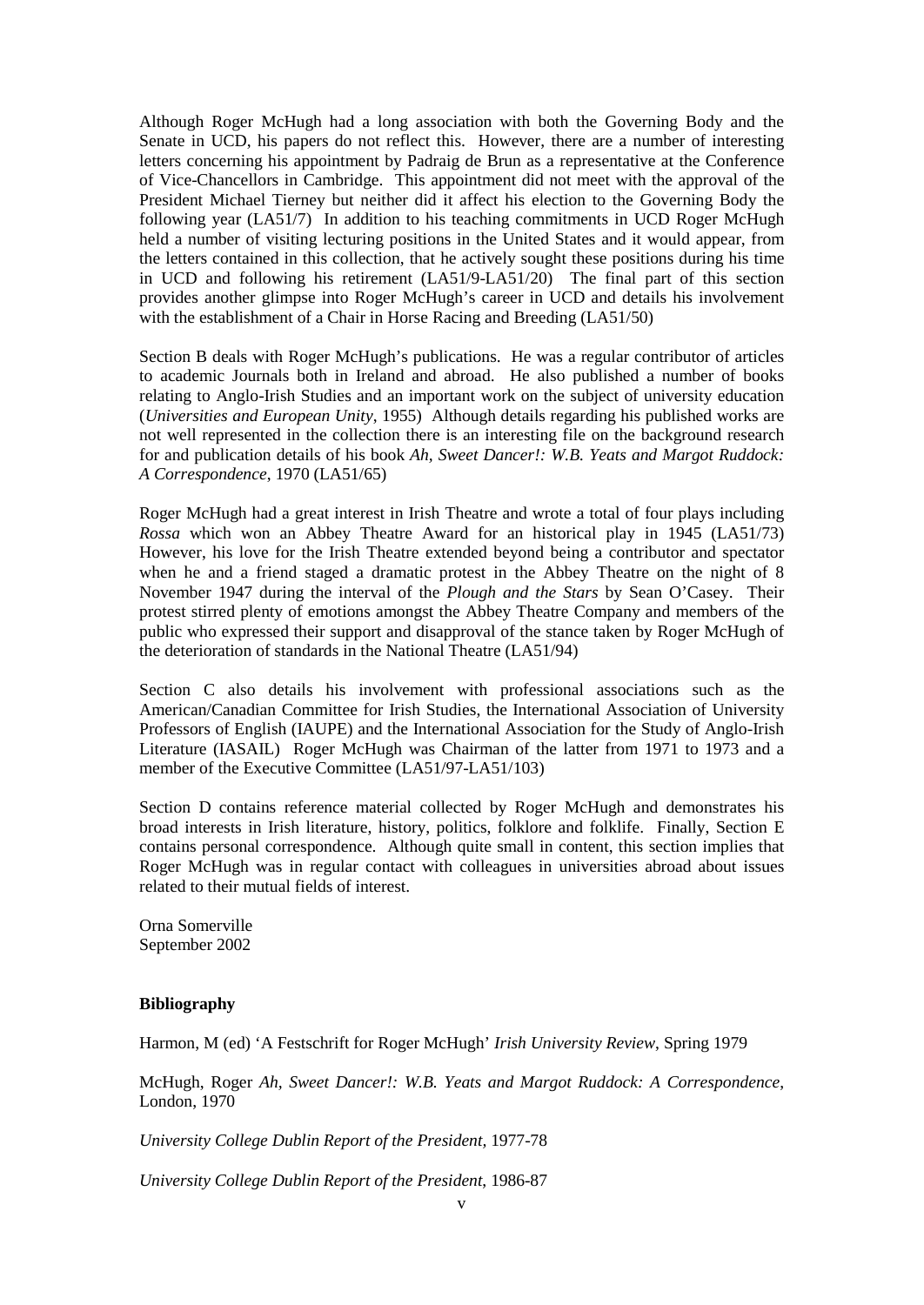Although Roger McHugh had a long association with both the Governing Body and the Senate in UCD, his papers do not reflect this. However, there are a number of interesting letters concerning his appointment by Padraig de Brun as a representative at the Conference of Vice-Chancellors in Cambridge. This appointment did not meet with the approval of the President Michael Tierney but neither did it affect his election to the Governing Body the following year (LA51/7) In addition to his teaching commitments in UCD Roger McHugh held a number of visiting lecturing positions in the United States and it would appear, from the letters contained in this collection, that he actively sought these positions during his time in UCD and following his retirement (LA51/9-LA51/20) The final part of this section provides another glimpse into Roger McHugh's career in UCD and details his involvement with the establishment of a Chair in Horse Racing and Breeding (LA51/50)

Section B deals with Roger McHugh's publications. He was a regular contributor of articles to academic Journals both in Ireland and abroad. He also published a number of books relating to Anglo-Irish Studies and an important work on the subject of university education (*Universities and European Unity*, 1955) Although details regarding his published works are not well represented in the collection there is an interesting file on the background research for and publication details of his book *Ah, Sweet Dancer!: W.B. Yeats and Margot Ruddock: A Correspondence*, 1970 (LA51/65)

Roger McHugh had a great interest in Irish Theatre and wrote a total of four plays including *Rossa* which won an Abbey Theatre Award for an historical play in 1945 (LA51/73) However, his love for the Irish Theatre extended beyond being a contributor and spectator when he and a friend staged a dramatic protest in the Abbey Theatre on the night of 8 November 1947 during the interval of the *Plough and the Stars* by Sean O'Casey. Their protest stirred plenty of emotions amongst the Abbey Theatre Company and members of the public who expressed their support and disapproval of the stance taken by Roger McHugh of the deterioration of standards in the National Theatre (LA51/94)

Section C also details his involvement with professional associations such as the American/Canadian Committee for Irish Studies, the International Association of University Professors of English (IAUPE) and the International Association for the Study of Anglo-Irish Literature (IASAIL) Roger McHugh was Chairman of the latter from 1971 to 1973 and a member of the Executive Committee (LA51/97-LA51/103)

Section D contains reference material collected by Roger McHugh and demonstrates his broad interests in Irish literature, history, politics, folklore and folklife. Finally, Section E contains personal correspondence. Although quite small in content, this section implies that Roger McHugh was in regular contact with colleagues in universities abroad about issues related to their mutual fields of interest.

Orna Somerville
September 2002

**Bibliography**

Harmon, M (ed) 'A Festschrift for Roger McHugh' *Irish University Review*, Spring 1979

McHugh, Roger *Ah, Sweet Dancer!: W.B. Yeats and Margot Ruddock: A Correspondence*, London, 1970

*University College Dublin Report of the President*, 1977-78

*University College Dublin Report of the President*, 1986-87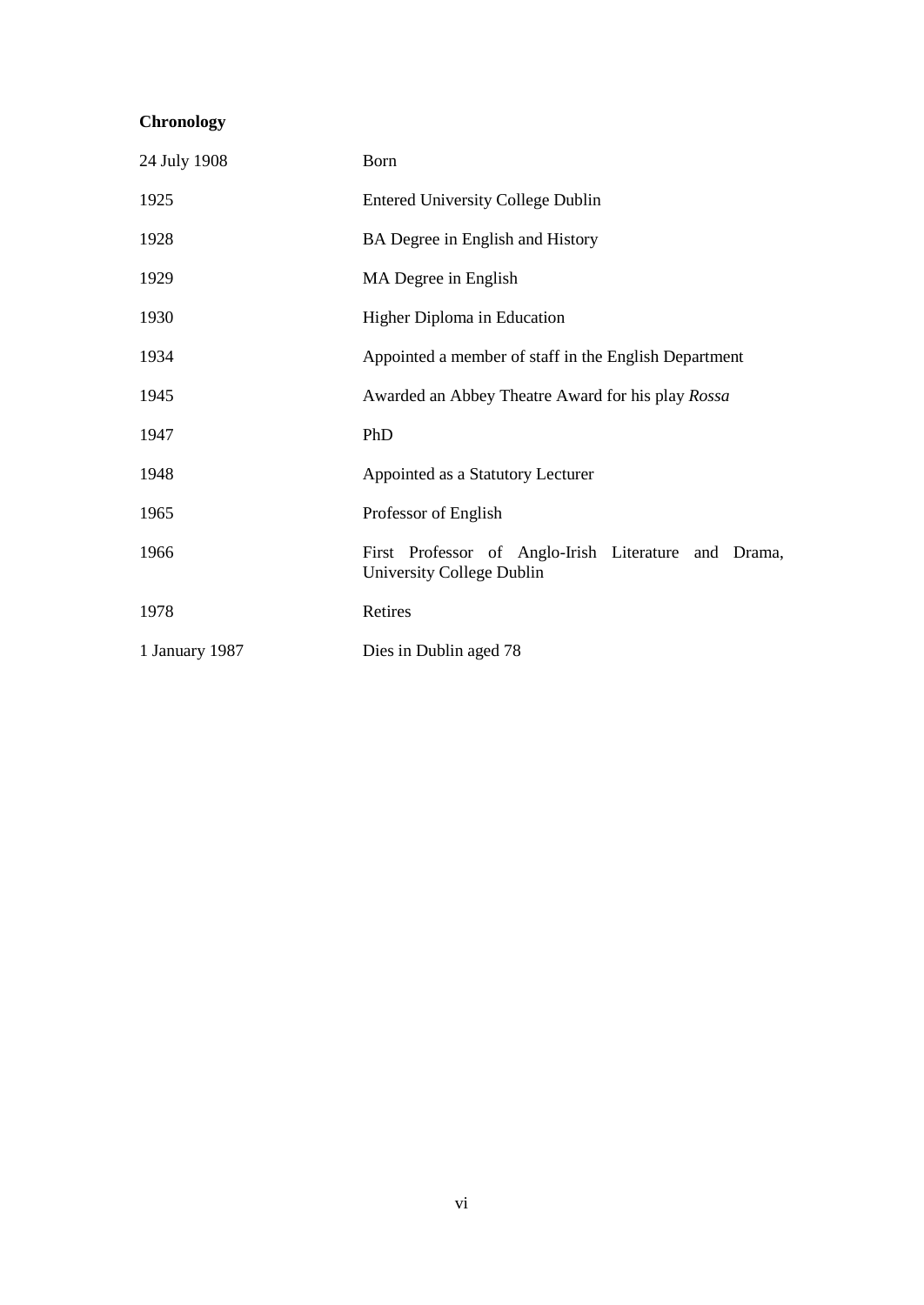**Chronology**

| | |
|---|---|
| 24 July 1908 | Born |
| 1925 | Entered University College Dublin |
| 1928 | BA Degree in English and History |
| 1929 | MA Degree in English |
| 1930 | Higher Diploma in Education |
| 1934 | Appointed a member of staff in the English Department |
| 1945 | Awarded an Abbey Theatre Award for his play *Rossa* |
| 1947 | PhD |
| 1948 | Appointed as a Statutory Lecturer |
| 1965 | Professor of English |
| 1966 | First Professor of Anglo-Irish Literature and Drama, University College Dublin |
| 1978 | Retires |
| 1 January 1987 | Dies in Dublin aged 78 |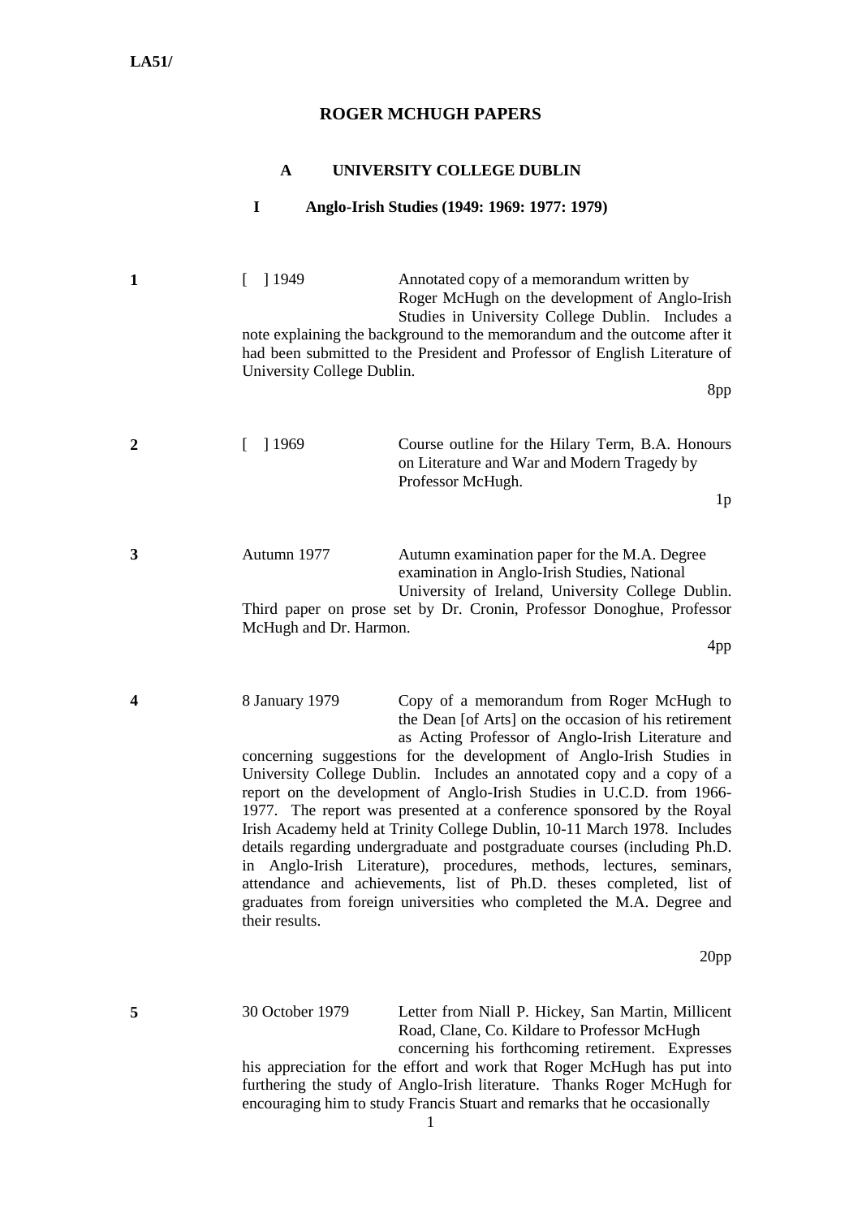LA51/

# ROGER MCHUGH PAPERS

## A UNIVERSITY COLLEGE DUBLIN

### I Anglo-Irish Studies (1949: 1969: 1977: 1979)

**1** [ ] 1949 Annotated copy of a memorandum written by Roger McHugh on the development of Anglo-Irish Studies in University College Dublin. Includes a note explaining the background to the memorandum and the outcome after it had been submitted to the President and Professor of English Literature of University College Dublin.

8pp

**2** [ ] 1969 Course outline for the Hilary Term, B.A. Honours on Literature and War and Modern Tragedy by Professor McHugh.

1p

**3** Autumn 1977 Autumn examination paper for the M.A. Degree examination in Anglo-Irish Studies, National University of Ireland, University College Dublin. Third paper on prose set by Dr. Cronin, Professor Donoghue, Professor McHugh and Dr. Harmon.

4pp

**4** 8 January 1979 Copy of a memorandum from Roger McHugh to the Dean [of Arts] on the occasion of his retirement as Acting Professor of Anglo-Irish Literature and concerning suggestions for the development of Anglo-Irish Studies in University College Dublin. Includes an annotated copy and a copy of a report on the development of Anglo-Irish Studies in U.C.D. from 1966-1977. The report was presented at a conference sponsored by the Royal Irish Academy held at Trinity College Dublin, 10-11 March 1978. Includes details regarding undergraduate and postgraduate courses (including Ph.D. in Anglo-Irish Literature), procedures, methods, lectures, seminars, attendance and achievements, list of Ph.D. theses completed, list of graduates from foreign universities who completed the M.A. Degree and their results.

20pp

**5** 30 October 1979 Letter from Niall P. Hickey, San Martin, Millicent Road, Clane, Co. Kildare to Professor McHugh concerning his forthcoming retirement. Expresses his appreciation for the effort and work that Roger McHugh has put into furthering the study of Anglo-Irish literature. Thanks Roger McHugh for encouraging him to study Francis Stuart and remarks that he occasionally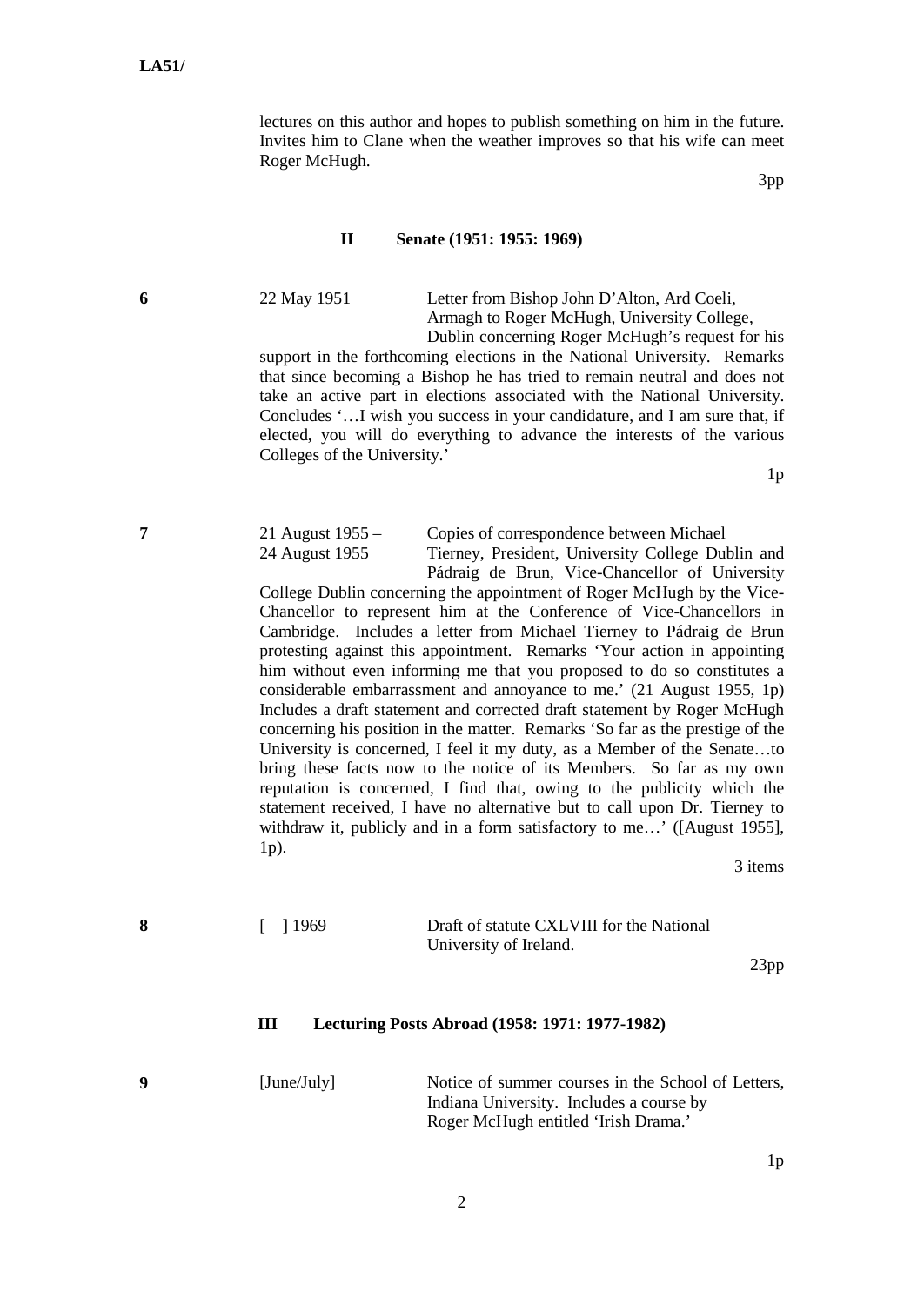lectures on this author and hopes to publish something on him in the future. Invites him to Clane when the weather improves so that his wife can meet Roger McHugh.

3pp

## II Senate (1951: 1955: 1969)

**6** 22 May 1951 Letter from Bishop John D'Alton, Ard Coeli, Armagh to Roger McHugh, University College, Dublin concerning Roger McHugh's request for his support in the forthcoming elections in the National University. Remarks that since becoming a Bishop he has tried to remain neutral and does not take an active part in elections associated with the National University. Concludes '…I wish you success in your candidature, and I am sure that, if elected, you will do everything to advance the interests of the various Colleges of the University.'

1p

**7** 21 August 1955 – 24 August 1955 Copies of correspondence between Michael Tierney, President, University College Dublin and Pádraig de Brun, Vice-Chancellor of University College Dublin concerning the appointment of Roger McHugh by the Vice-Chancellor to represent him at the Conference of Vice-Chancellors in Cambridge. Includes a letter from Michael Tierney to Pádraig de Brun protesting against this appointment. Remarks 'Your action in appointing him without even informing me that you proposed to do so constitutes a considerable embarrassment and annoyance to me.' (21 August 1955, 1p) Includes a draft statement and corrected draft statement by Roger McHugh concerning his position in the matter. Remarks 'So far as the prestige of the University is concerned, I feel it my duty, as a Member of the Senate…to bring these facts now to the notice of its Members. So far as my own reputation is concerned, I find that, owing to the publicity which the statement received, I have no alternative but to call upon Dr. Tierney to withdraw it, publicly and in a form satisfactory to me…' ([August 1955], 1p).

3 items

**8** [ ] 1969 Draft of statute CXLVIII for the National University of Ireland.

23pp

## III Lecturing Posts Abroad (1958: 1971: 1977-1982)

**9** [June/July] Notice of summer courses in the School of Letters, Indiana University. Includes a course by Roger McHugh entitled 'Irish Drama.'

1p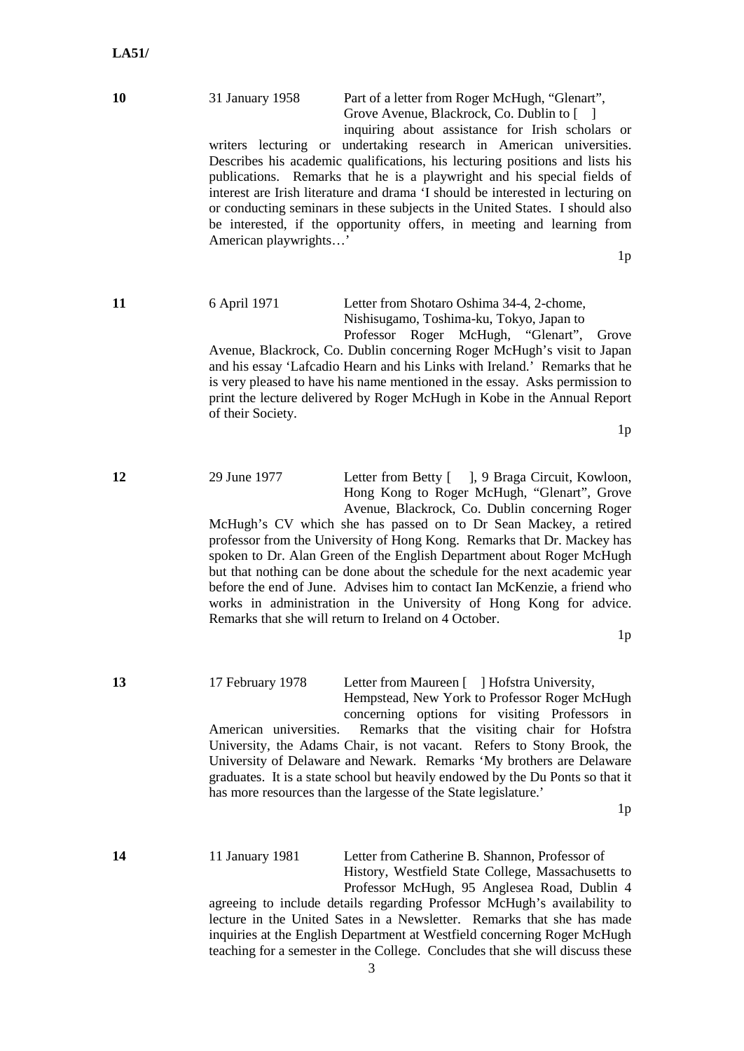**LA51/**

**10** 31 January 1958 Part of a letter from Roger McHugh, "Glenart", Grove Avenue, Blackrock, Co. Dublin to [ ] inquiring about assistance for Irish scholars or writers lecturing or undertaking research in American universities. Describes his academic qualifications, his lecturing positions and lists his publications. Remarks that he is a playwright and his special fields of interest are Irish literature and drama 'I should be interested in lecturing on or conducting seminars in these subjects in the United States. I should also be interested, if the opportunity offers, in meeting and learning from American playwrights…'

1p

**11** 6 April 1971 Letter from Shotaro Oshima 34-4, 2-chome, Nishisugamo, Toshima-ku, Tokyo, Japan to Professor Roger McHugh, "Glenart", Grove Avenue, Blackrock, Co. Dublin concerning Roger McHugh's visit to Japan and his essay 'Lafcadio Hearn and his Links with Ireland.' Remarks that he is very pleased to have his name mentioned in the essay. Asks permission to print the lecture delivered by Roger McHugh in Kobe in the Annual Report of their Society.

1p

**12** 29 June 1977 Letter from Betty [ ], 9 Braga Circuit, Kowloon, Hong Kong to Roger McHugh, "Glenart", Grove Avenue, Blackrock, Co. Dublin concerning Roger McHugh's CV which she has passed on to Dr Sean Mackey, a retired professor from the University of Hong Kong. Remarks that Dr. Mackey has spoken to Dr. Alan Green of the English Department about Roger McHugh but that nothing can be done about the schedule for the next academic year before the end of June. Advises him to contact Ian McKenzie, a friend who works in administration in the University of Hong Kong for advice. Remarks that she will return to Ireland on 4 October.

1p

**13** 17 February 1978 Letter from Maureen [ ] Hofstra University, Hempstead, New York to Professor Roger McHugh concerning options for visiting Professors in American universities. Remarks that the visiting chair for Hofstra University, the Adams Chair, is not vacant. Refers to Stony Brook, the University of Delaware and Newark. Remarks 'My brothers are Delaware graduates. It is a state school but heavily endowed by the Du Ponts so that it has more resources than the largesse of the State legislature.'

1p

**14** 11 January 1981 Letter from Catherine B. Shannon, Professor of History, Westfield State College, Massachusetts to Professor McHugh, 95 Anglesea Road, Dublin 4 agreeing to include details regarding Professor McHugh's availability to lecture in the United Sates in a Newsletter. Remarks that she has made inquiries at the English Department at Westfield concerning Roger McHugh teaching for a semester in the College. Concludes that she will discuss these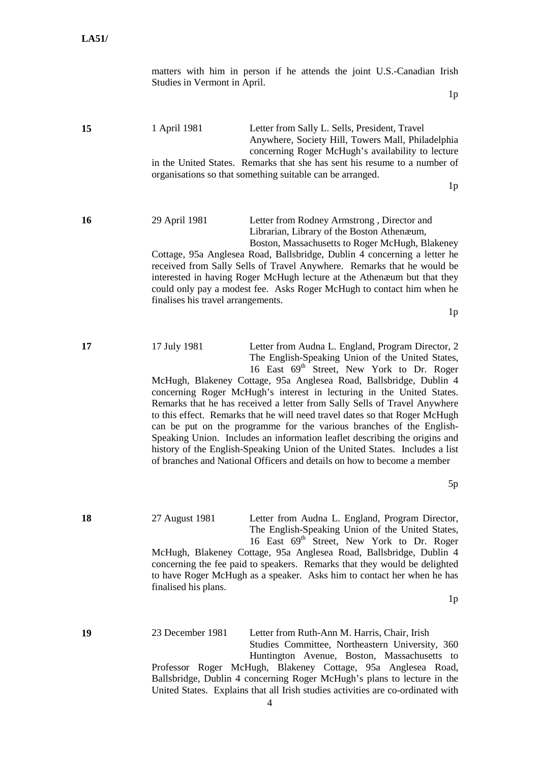matters with him in person if he attends the joint U.S.-Canadian Irish Studies in Vermont in April.

1p

**15** 1 April 1981 Letter from Sally L. Sells, President, Travel Anywhere, Society Hill, Towers Mall, Philadelphia concerning Roger McHugh's availability to lecture in the United States. Remarks that she has sent his resume to a number of organisations so that something suitable can be arranged.

1p

**16** 29 April 1981 Letter from Rodney Armstrong , Director and Librarian, Library of the Boston Athenæum, Boston, Massachusetts to Roger McHugh, Blakeney Cottage, 95a Anglesea Road, Ballsbridge, Dublin 4 concerning a letter he received from Sally Sells of Travel Anywhere. Remarks that he would be interested in having Roger McHugh lecture at the Athenæum but that they could only pay a modest fee. Asks Roger McHugh to contact him when he finalises his travel arrangements.

1p

**17** 17 July 1981 Letter from Audna L. England, Program Director, 2 The English-Speaking Union of the United States, 16 East 69th Street, New York to Dr. Roger McHugh, Blakeney Cottage, 95a Anglesea Road, Ballsbridge, Dublin 4 concerning Roger McHugh's interest in lecturing in the United States. Remarks that he has received a letter from Sally Sells of Travel Anywhere to this effect. Remarks that he will need travel dates so that Roger McHugh can be put on the programme for the various branches of the English-Speaking Union. Includes an information leaflet describing the origins and history of the English-Speaking Union of the United States. Includes a list of branches and National Officers and details on how to become a member

5p

**18** 27 August 1981 Letter from Audna L. England, Program Director, The English-Speaking Union of the United States, 16 East 69th Street, New York to Dr. Roger McHugh, Blakeney Cottage, 95a Anglesea Road, Ballsbridge, Dublin 4 concerning the fee paid to speakers. Remarks that they would be delighted to have Roger McHugh as a speaker. Asks him to contact her when he has finalised his plans.

1p

**19** 23 December 1981 Letter from Ruth-Ann M. Harris, Chair, Irish Studies Committee, Northeastern University, 360 Huntington Avenue, Boston, Massachusetts to Professor Roger McHugh, Blakeney Cottage, 95a Anglesea Road, Ballsbridge, Dublin 4 concerning Roger McHugh's plans to lecture in the United States. Explains that all Irish studies activities are co-ordinated with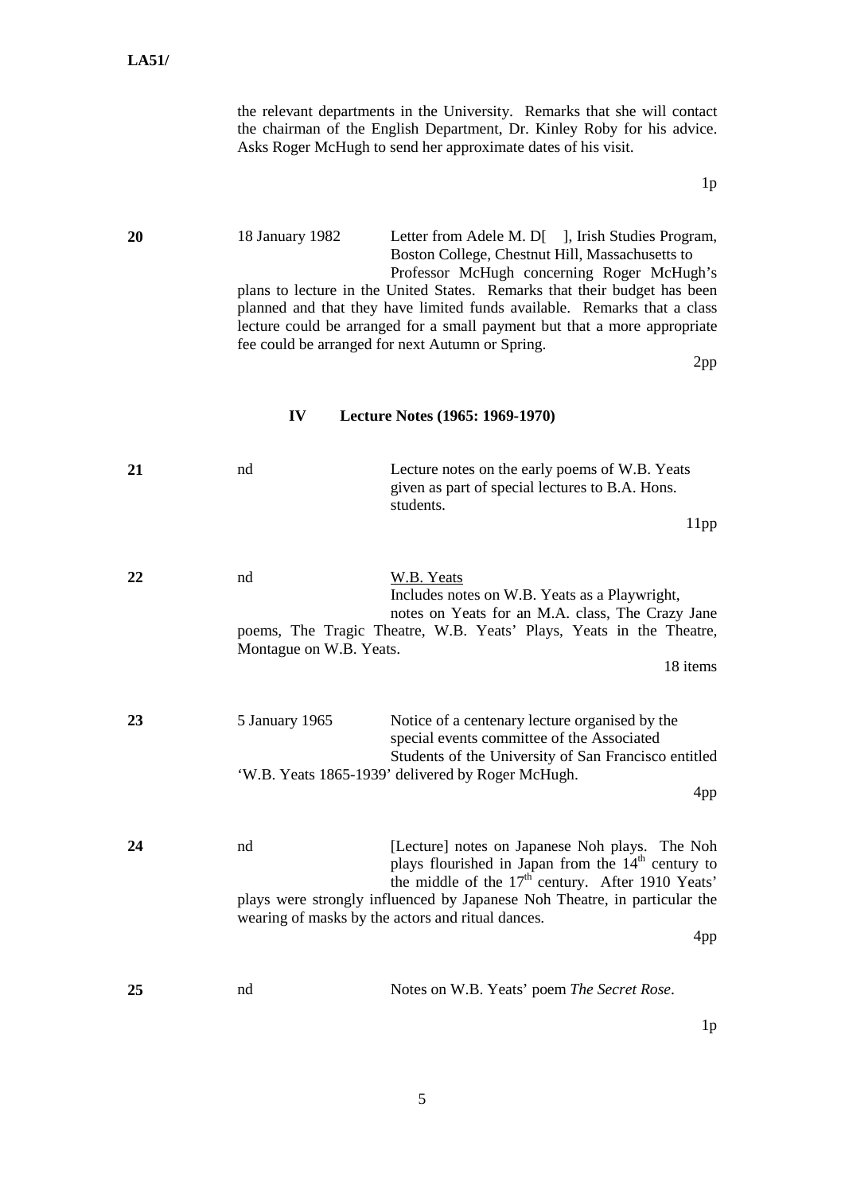the relevant departments in the University. Remarks that she will contact the chairman of the English Department, Dr. Kinley Roby for his advice. Asks Roger McHugh to send her approximate dates of his visit.

1p

**20** 18 January 1982 Letter from Adele M. D[ ], Irish Studies Program, Boston College, Chestnut Hill, Massachusetts to Professor McHugh concerning Roger McHugh's plans to lecture in the United States. Remarks that their budget has been planned and that they have limited funds available. Remarks that a class lecture could be arranged for a small payment but that a more appropriate fee could be arranged for next Autumn or Spring.

2pp

### IV Lecture Notes (1965: 1969-1970)

**21** nd Lecture notes on the early poems of W.B. Yeats given as part of special lectures to B.A. Hons. students.

11pp

**22** nd <u>W.B. Yeats</u>
Includes notes on W.B. Yeats as a Playwright, notes on Yeats for an M.A. class, The Crazy Jane poems, The Tragic Theatre, W.B. Yeats' Plays, Yeats in the Theatre, Montague on W.B. Yeats.

18 items

**23** 5 January 1965 Notice of a centenary lecture organised by the special events committee of the Associated Students of the University of San Francisco entitled 'W.B. Yeats 1865-1939' delivered by Roger McHugh.

4pp

**24** nd [Lecture] notes on Japanese Noh plays. The Noh plays flourished in Japan from the 14th century to the middle of the 17th century. After 1910 Yeats' plays were strongly influenced by Japanese Noh Theatre, in particular the wearing of masks by the actors and ritual dances.

4pp

**25** nd Notes on W.B. Yeats' poem *The Secret Rose*.

1p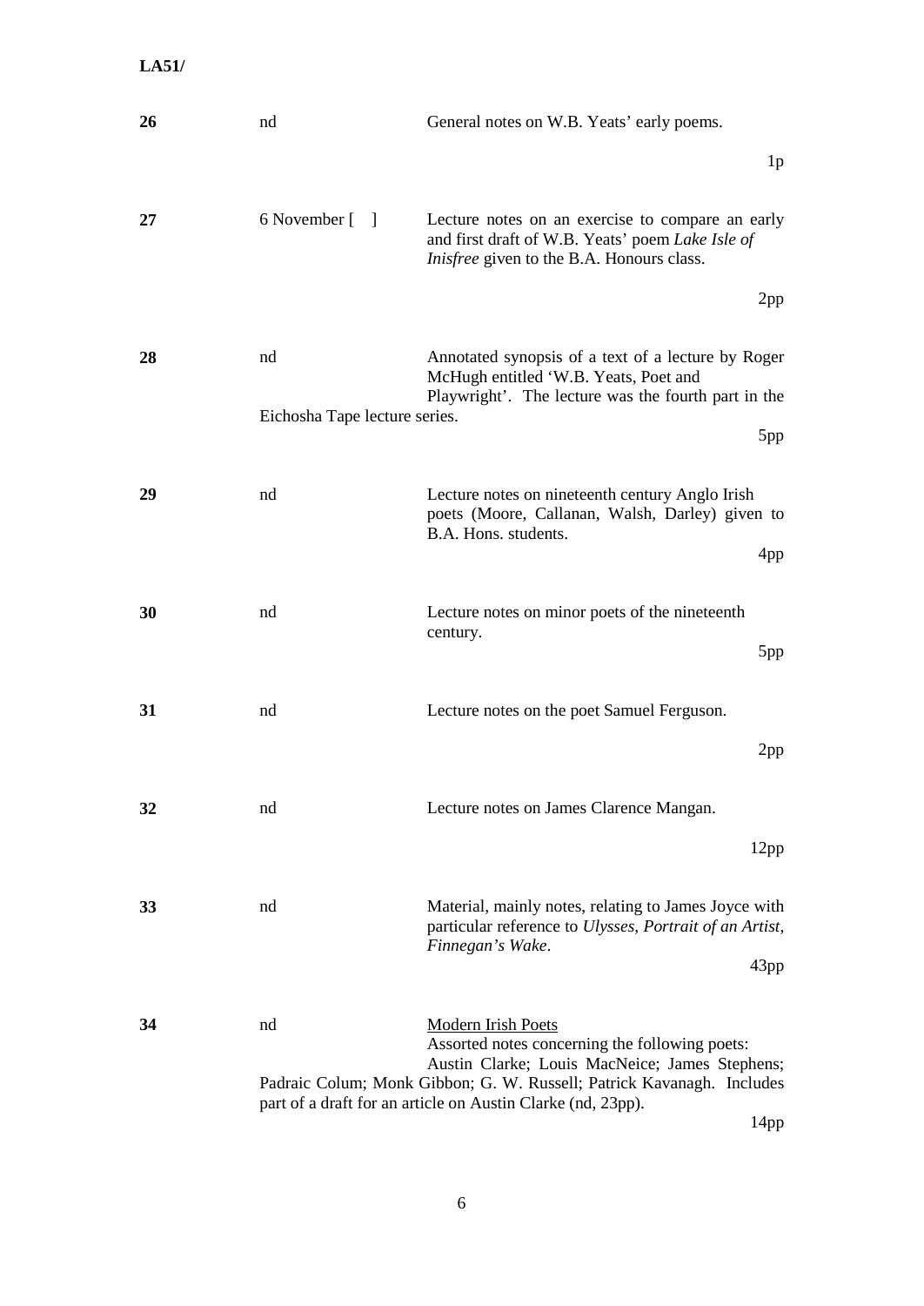**LA51/**

| | | | |
|---|---|---|---|
| **26** | nd | General notes on W.B. Yeats' early poems. | 1p |
| **27** | 6 November [ ] | Lecture notes on an exercise to compare an early and first draft of W.B. Yeats' poem *Lake Isle of Inisfree* given to the B.A. Honours class. | 2pp |
| **28** | nd | Annotated synopsis of a text of a lecture by Roger McHugh entitled 'W.B. Yeats, Poet and Playwright'. The lecture was the fourth part in the Eichosha Tape lecture series. | 5pp |
| **29** | nd | Lecture notes on nineteenth century Anglo Irish poets (Moore, Callanan, Walsh, Darley) given to B.A. Hons. students. | 4pp |
| **30** | nd | Lecture notes on minor poets of the nineteenth century. | 5pp |
| **31** | nd | Lecture notes on the poet Samuel Ferguson. | 2pp |
| **32** | nd | Lecture notes on James Clarence Mangan. | 12pp |
| **33** | nd | Material, mainly notes, relating to James Joyce with particular reference to *Ulysses*, *Portrait of an Artist*, *Finnegan's Wake*. | 43pp |
| **34** | nd | <u>Modern Irish Poets</u><br>Assorted notes concerning the following poets: Austin Clarke; Louis MacNeice; James Stephens; Padraic Colum; Monk Gibbon; G. W. Russell; Patrick Kavanagh. Includes part of a draft for an article on Austin Clarke (nd, 23pp). | 14pp |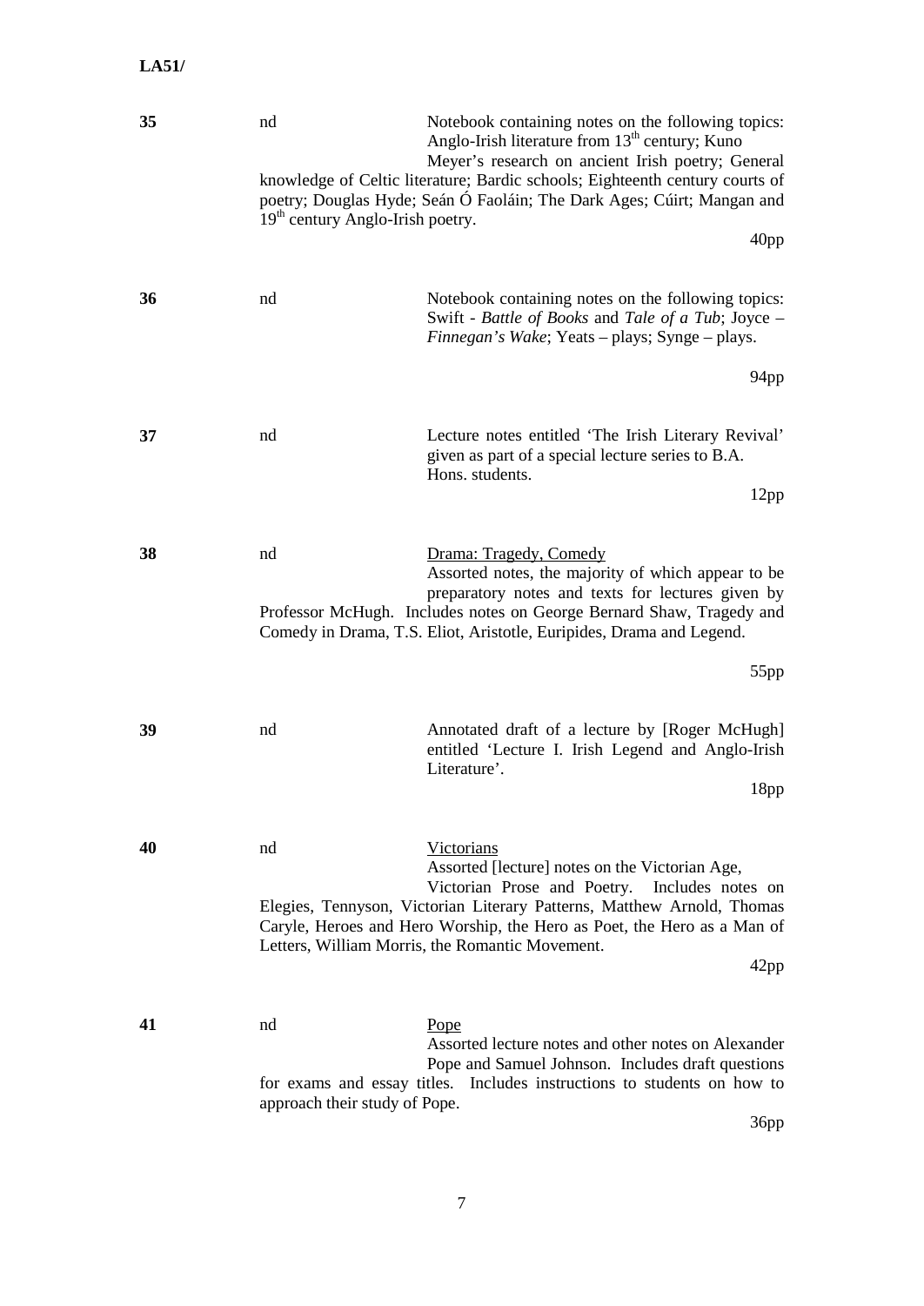**LA51/**

| | | |
|---|---|---|
| **35** | nd | Notebook containing notes on the following topics: Anglo-Irish literature from 13th century; Kuno Meyer's research on ancient Irish poetry; General knowledge of Celtic literature; Bardic schools; Eighteenth century courts of poetry; Douglas Hyde; Seán Ó Faoláin; The Dark Ages; Cúirt; Mangan and 19th century Anglo-Irish poetry.<br>40pp |
| **36** | nd | Notebook containing notes on the following topics: Swift - *Battle of Books* and *Tale of a Tub*; Joyce – *Finnegan's Wake*; Yeats – plays; Synge – plays.<br>94pp |
| **37** | nd | Lecture notes entitled 'The Irish Literary Revival' given as part of a special lecture series to B.A. Hons. students.<br>12pp |
| **38** | nd | <u>Drama: Tragedy, Comedy</u><br>Assorted notes, the majority of which appear to be preparatory notes and texts for lectures given by Professor McHugh. Includes notes on George Bernard Shaw, Tragedy and Comedy in Drama, T.S. Eliot, Aristotle, Euripides, Drama and Legend.<br>55pp |
| **39** | nd | Annotated draft of a lecture by [Roger McHugh] entitled 'Lecture I. Irish Legend and Anglo-Irish Literature'.<br>18pp |
| **40** | nd | <u>Victorians</u><br>Assorted [lecture] notes on the Victorian Age, Victorian Prose and Poetry. Includes notes on Elegies, Tennyson, Victorian Literary Patterns, Matthew Arnold, Thomas Caryle, Heroes and Hero Worship, the Hero as Poet, the Hero as a Man of Letters, William Morris, the Romantic Movement.<br>42pp |
| **41** | nd | <u>Pope</u><br>Assorted lecture notes and other notes on Alexander Pope and Samuel Johnson. Includes draft questions for exams and essay titles. Includes instructions to students on how to approach their study of Pope.<br>36pp |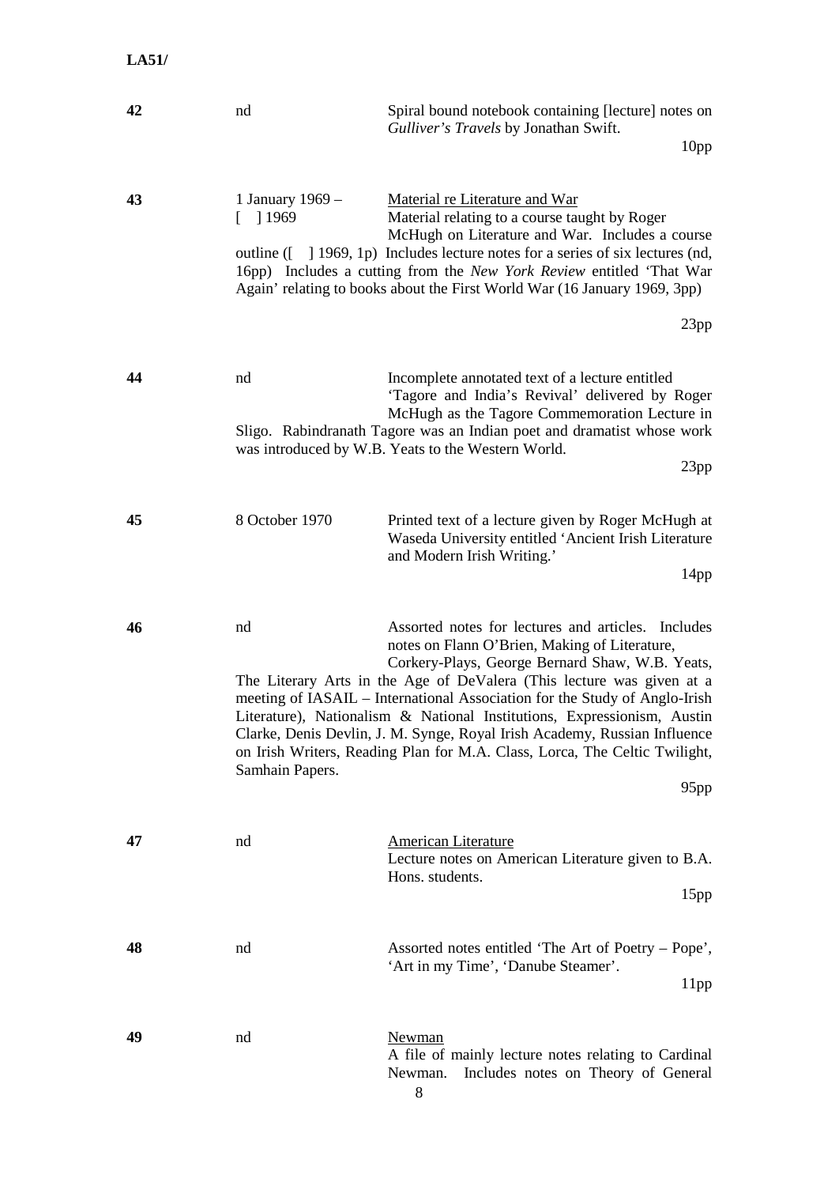**LA51/**

| | | |
|---|---|---|
| **42** | nd | Spiral bound notebook containing [lecture] notes on *Gulliver's Travels* by Jonathan Swift. 10pp |
| **43** | 1 January 1969 – [ ] 1969 | <u>Material re Literature and War</u> Material relating to a course taught by Roger McHugh on Literature and War. Includes a course outline ([ ] 1969, 1p) Includes lecture notes for a series of six lectures (nd, 16pp) Includes a cutting from the *New York Review* entitled 'That War Again' relating to books about the First World War (16 January 1969, 3pp) 23pp |
| **44** | nd | Incomplete annotated text of a lecture entitled 'Tagore and India's Revival' delivered by Roger McHugh as the Tagore Commemoration Lecture in Sligo. Rabindranath Tagore was an Indian poet and dramatist whose work was introduced by W.B. Yeats to the Western World. 23pp |
| **45** | 8 October 1970 | Printed text of a lecture given by Roger McHugh at Waseda University entitled 'Ancient Irish Literature and Modern Irish Writing.' 14pp |
| **46** | nd | Assorted notes for lectures and articles. Includes notes on Flann O'Brien, Making of Literature, Corkery-Plays, George Bernard Shaw, W.B. Yeats, The Literary Arts in the Age of DeValera (This lecture was given at a meeting of IASAIL – International Association for the Study of Anglo-Irish Literature), Nationalism & National Institutions, Expressionism, Austin Clarke, Denis Devlin, J. M. Synge, Royal Irish Academy, Russian Influence on Irish Writers, Reading Plan for M.A. Class, Lorca, The Celtic Twilight, Samhain Papers. 95pp |
| **47** | nd | <u>American Literature</u> Lecture notes on American Literature given to B.A. Hons. students. 15pp |
| **48** | nd | Assorted notes entitled 'The Art of Poetry – Pope', 'Art in my Time', 'Danube Steamer'. 11pp |
| **49** | nd | <u>Newman</u> A file of mainly lecture notes relating to Cardinal Newman. Includes notes on Theory of General |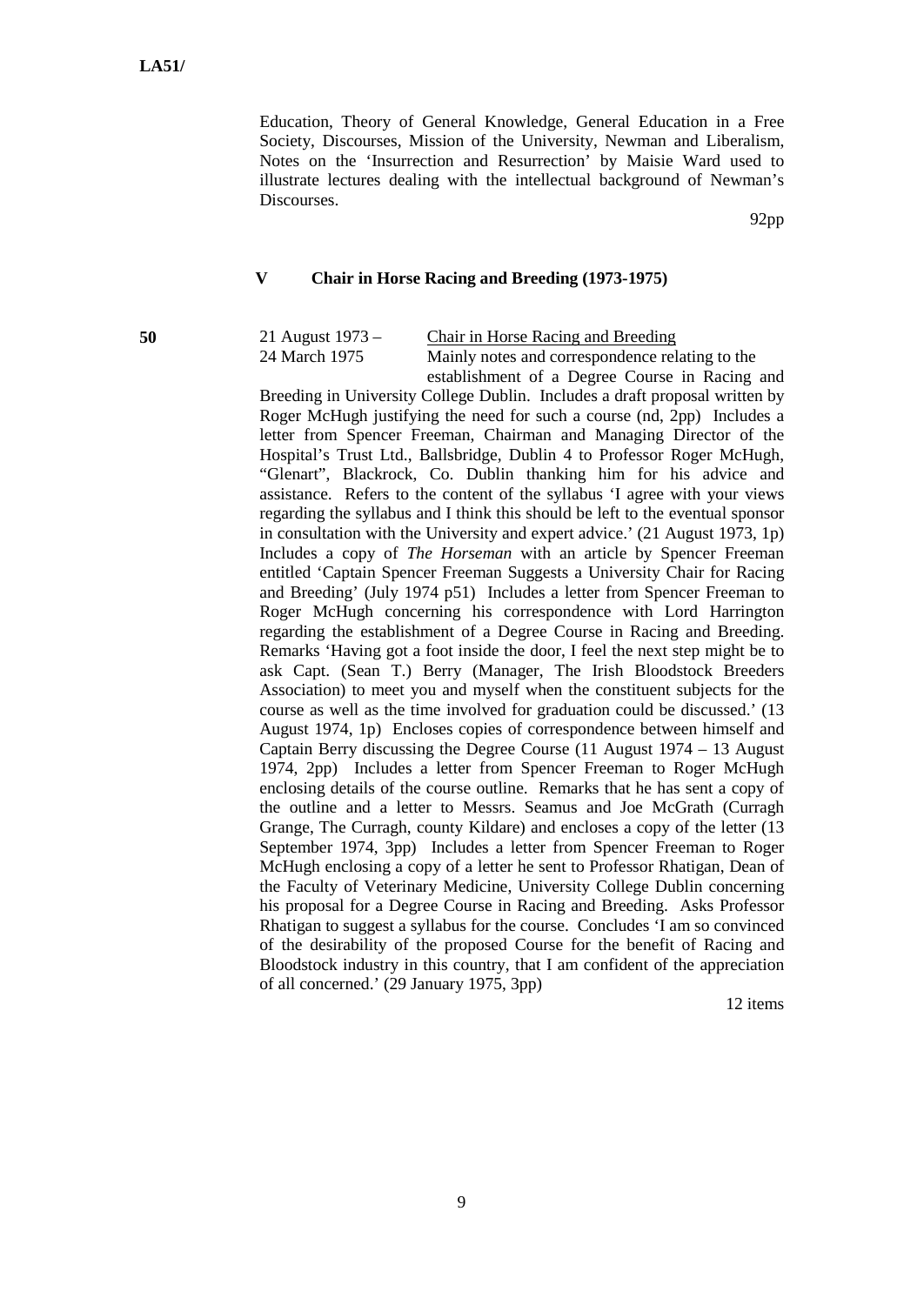Education, Theory of General Knowledge, General Education in a Free Society, Discourses, Mission of the University, Newman and Liberalism, Notes on the 'Insurrection and Resurrection' by Maisie Ward used to illustrate lectures dealing with the intellectual background of Newman's Discourses.

92pp

## V Chair in Horse Racing and Breeding (1973-1975)

**50** 21 August 1973 – 24 March 1975 Chair in Horse Racing and Breeding

Mainly notes and correspondence relating to the establishment of a Degree Course in Racing and Breeding in University College Dublin. Includes a draft proposal written by Roger McHugh justifying the need for such a course (nd, 2pp) Includes a letter from Spencer Freeman, Chairman and Managing Director of the Hospital's Trust Ltd., Ballsbridge, Dublin 4 to Professor Roger McHugh, "Glenart", Blackrock, Co. Dublin thanking him for his advice and assistance. Refers to the content of the syllabus 'I agree with your views regarding the syllabus and I think this should be left to the eventual sponsor in consultation with the University and expert advice.' (21 August 1973, 1p) Includes a copy of *The Horseman* with an article by Spencer Freeman entitled 'Captain Spencer Freeman Suggests a University Chair for Racing and Breeding' (July 1974 p51) Includes a letter from Spencer Freeman to Roger McHugh concerning his correspondence with Lord Harrington regarding the establishment of a Degree Course in Racing and Breeding. Remarks 'Having got a foot inside the door, I feel the next step might be to ask Capt. (Sean T.) Berry (Manager, The Irish Bloodstock Breeders Association) to meet you and myself when the constituent subjects for the course as well as the time involved for graduation could be discussed.' (13 August 1974, 1p) Encloses copies of correspondence between himself and Captain Berry discussing the Degree Course (11 August 1974 – 13 August 1974, 2pp) Includes a letter from Spencer Freeman to Roger McHugh enclosing details of the course outline. Remarks that he has sent a copy of the outline and a letter to Messrs. Seamus and Joe McGrath (Curragh Grange, The Curragh, county Kildare) and encloses a copy of the letter (13 September 1974, 3pp) Includes a letter from Spencer Freeman to Roger McHugh enclosing a copy of a letter he sent to Professor Rhatigan, Dean of the Faculty of Veterinary Medicine, University College Dublin concerning his proposal for a Degree Course in Racing and Breeding. Asks Professor Rhatigan to suggest a syllabus for the course. Concludes 'I am so convinced of the desirability of the proposed Course for the benefit of Racing and Bloodstock industry in this country, that I am confident of the appreciation of all concerned.' (29 January 1975, 3pp)

12 items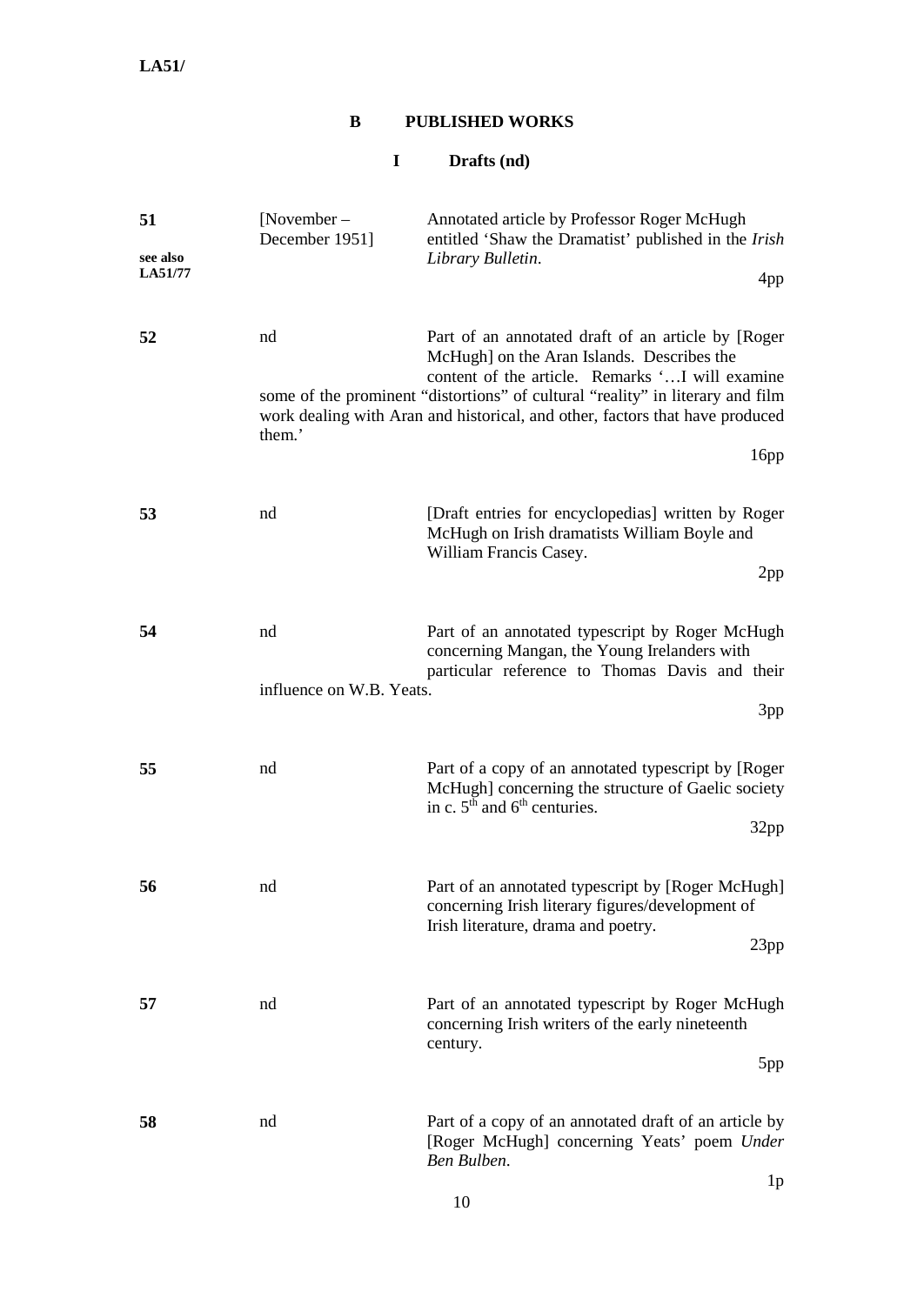LA51/

## B PUBLISHED WORKS

### I Drafts (nd)

| | | | |
|---|---|---|---|
| **51** see also LA51/77 | [November – December 1951] | Annotated article by Professor Roger McHugh entitled 'Shaw the Dramatist' published in the *Irish Library Bulletin*. | 4pp |
| **52** | nd | Part of an annotated draft of an article by [Roger McHugh] on the Aran Islands. Describes the content of the article. Remarks '…I will examine some of the prominent "distortions" of cultural "reality" in literary and film work dealing with Aran and historical, and other, factors that have produced them.' | 16pp |
| **53** | nd | [Draft entries for encyclopedias] written by Roger McHugh on Irish dramatists William Boyle and William Francis Casey. | 2pp |
| **54** | nd | Part of an annotated typescript by Roger McHugh concerning Mangan, the Young Irelanders with particular reference to Thomas Davis and their influence on W.B. Yeats. | 3pp |
| **55** | nd | Part of a copy of an annotated typescript by [Roger McHugh] concerning the structure of Gaelic society in c. 5th and 6th centuries. | 32pp |
| **56** | nd | Part of an annotated typescript by [Roger McHugh] concerning Irish literary figures/development of Irish literature, drama and poetry. | 23pp |
| **57** | nd | Part of an annotated typescript by Roger McHugh concerning Irish writers of the early nineteenth century. | 5pp |
| **58** | nd | Part of a copy of an annotated draft of an article by [Roger McHugh] concerning Yeats' poem *Under Ben Bulben*. | 1p |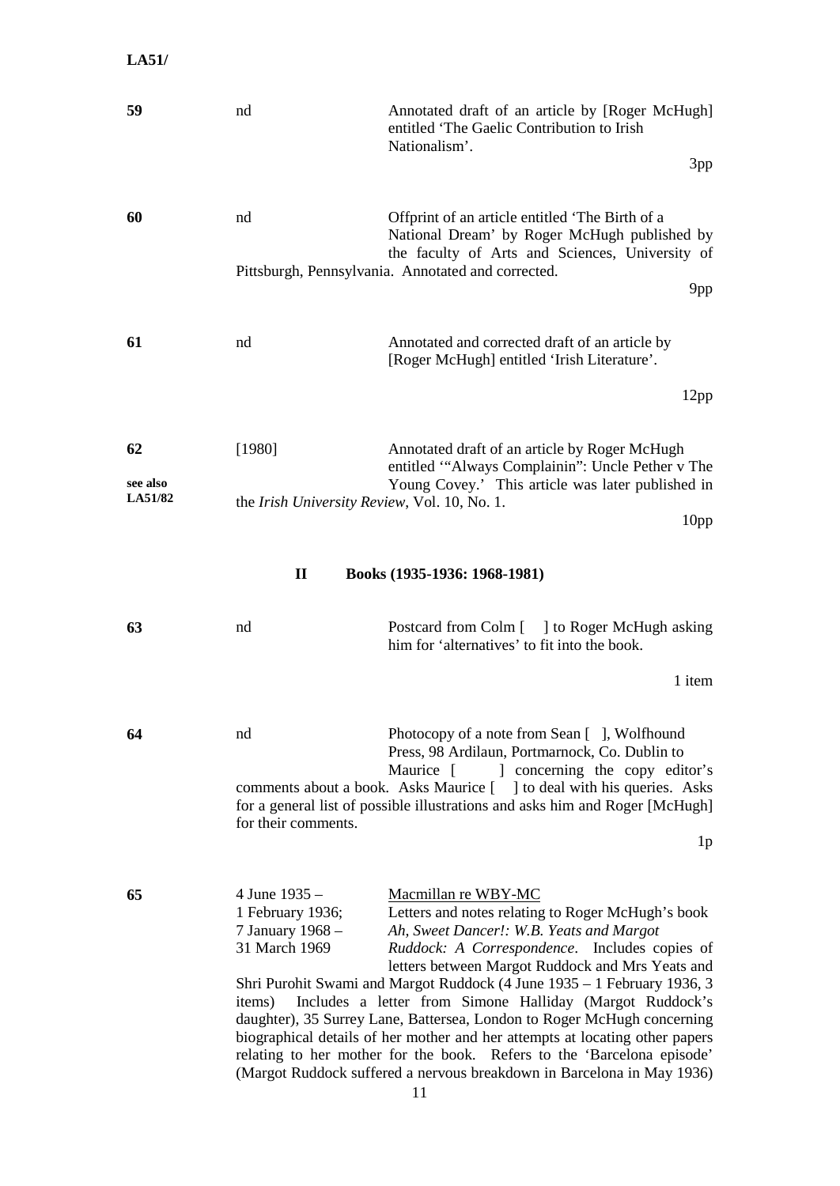| | | | |
|---|---|---|---|
| **59** | nd | Annotated draft of an article by [Roger McHugh] entitled 'The Gaelic Contribution to Irish Nationalism'. | 3pp |
| **60** | nd | Offprint of an article entitled 'The Birth of a National Dream' by Roger McHugh published by the faculty of Arts and Sciences, University of Pittsburgh, Pennsylvania. Annotated and corrected. | 9pp |
| **61** | nd | Annotated and corrected draft of an article by [Roger McHugh] entitled 'Irish Literature'. | 12pp |
| **62**<br>**see also LA51/82** | [1980] | Annotated draft of an article by Roger McHugh entitled '"Always Complainin": Uncle Pether v The Young Covey.' This article was later published in the *Irish University Review*, Vol. 10, No. 1. | 10pp |

## II Books (1935-1936: 1968-1981)

| | | | |
|---|---|---|---|
| **63** | nd | Postcard from Colm [ ] to Roger McHugh asking him for 'alternatives' to fit into the book. | 1 item |
| **64** | nd | Photocopy of a note from Sean [ ], Wolfhound Press, 98 Ardilaun, Portmarnock, Co. Dublin to Maurice [ ] concerning the copy editor's comments about a book. Asks Maurice [ ] to deal with his queries. Asks for a general list of possible illustrations and asks him and Roger [McHugh] for their comments. | 1p |
| **65** | 4 June 1935 – 1 February 1936; 7 January 1968 – 31 March 1969 | Macmillan re WBY-MC<br>Letters and notes relating to Roger McHugh's book *Ah, Sweet Dancer!: W.B. Yeats and Margot Ruddock: A Correspondence*. Includes copies of letters between Margot Ruddock and Mrs Yeats and Shri Purohit Swami and Margot Ruddock (4 June 1935 – 1 February 1936, 3 items) Includes a letter from Simone Halliday (Margot Ruddock's daughter), 35 Surrey Lane, Battersea, London to Roger McHugh concerning biographical details of her mother and her attempts at locating other papers relating to her mother for the book. Refers to the 'Barcelona episode' (Margot Ruddock suffered a nervous breakdown in Barcelona in May 1936) | |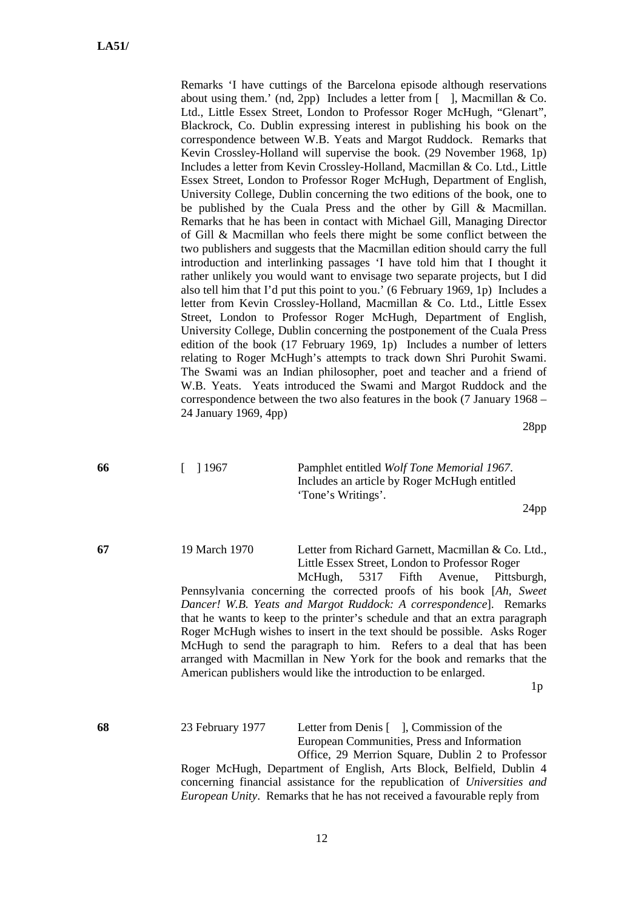Remarks 'I have cuttings of the Barcelona episode although reservations about using them.' (nd, 2pp) Includes a letter from [ ], Macmillan & Co. Ltd., Little Essex Street, London to Professor Roger McHugh, "Glenart", Blackrock, Co. Dublin expressing interest in publishing his book on the correspondence between W.B. Yeats and Margot Ruddock. Remarks that Kevin Crossley-Holland will supervise the book. (29 November 1968, 1p) Includes a letter from Kevin Crossley-Holland, Macmillan & Co. Ltd., Little Essex Street, London to Professor Roger McHugh, Department of English, University College, Dublin concerning the two editions of the book, one to be published by the Cuala Press and the other by Gill & Macmillan. Remarks that he has been in contact with Michael Gill, Managing Director of Gill & Macmillan who feels there might be some conflict between the two publishers and suggests that the Macmillan edition should carry the full introduction and interlinking passages 'I have told him that I thought it rather unlikely you would want to envisage two separate projects, but I did also tell him that I'd put this point to you.' (6 February 1969, 1p) Includes a letter from Kevin Crossley-Holland, Macmillan & Co. Ltd., Little Essex Street, London to Professor Roger McHugh, Department of English, University College, Dublin concerning the postponement of the Cuala Press edition of the book (17 February 1969, 1p) Includes a number of letters relating to Roger McHugh's attempts to track down Shri Purohit Swami. The Swami was an Indian philosopher, poet and teacher and a friend of W.B. Yeats. Yeats introduced the Swami and Margot Ruddock and the correspondence between the two also features in the book (7 January 1968 – 24 January 1969, 4pp)

28pp

**66** [ ] 1967 Pamphlet entitled *Wolf Tone Memorial 1967*. Includes an article by Roger McHugh entitled 'Tone's Writings'.

24pp

**67** 19 March 1970 Letter from Richard Garnett, Macmillan & Co. Ltd., Little Essex Street, London to Professor Roger McHugh, 5317 Fifth Avenue, Pittsburgh, Pennsylvania concerning the corrected proofs of his book [*Ah, Sweet Dancer! W.B. Yeats and Margot Ruddock: A correspondence*]. Remarks that he wants to keep to the printer's schedule and that an extra paragraph Roger McHugh wishes to insert in the text should be possible. Asks Roger McHugh to send the paragraph to him. Refers to a deal that has been arranged with Macmillan in New York for the book and remarks that the American publishers would like the introduction to be enlarged.

1p

**68** 23 February 1977 Letter from Denis [ ], Commission of the European Communities, Press and Information Office, 29 Merrion Square, Dublin 2 to Professor Roger McHugh, Department of English, Arts Block, Belfield, Dublin 4 concerning financial assistance for the republication of *Universities and European Unity*. Remarks that he has not received a favourable reply from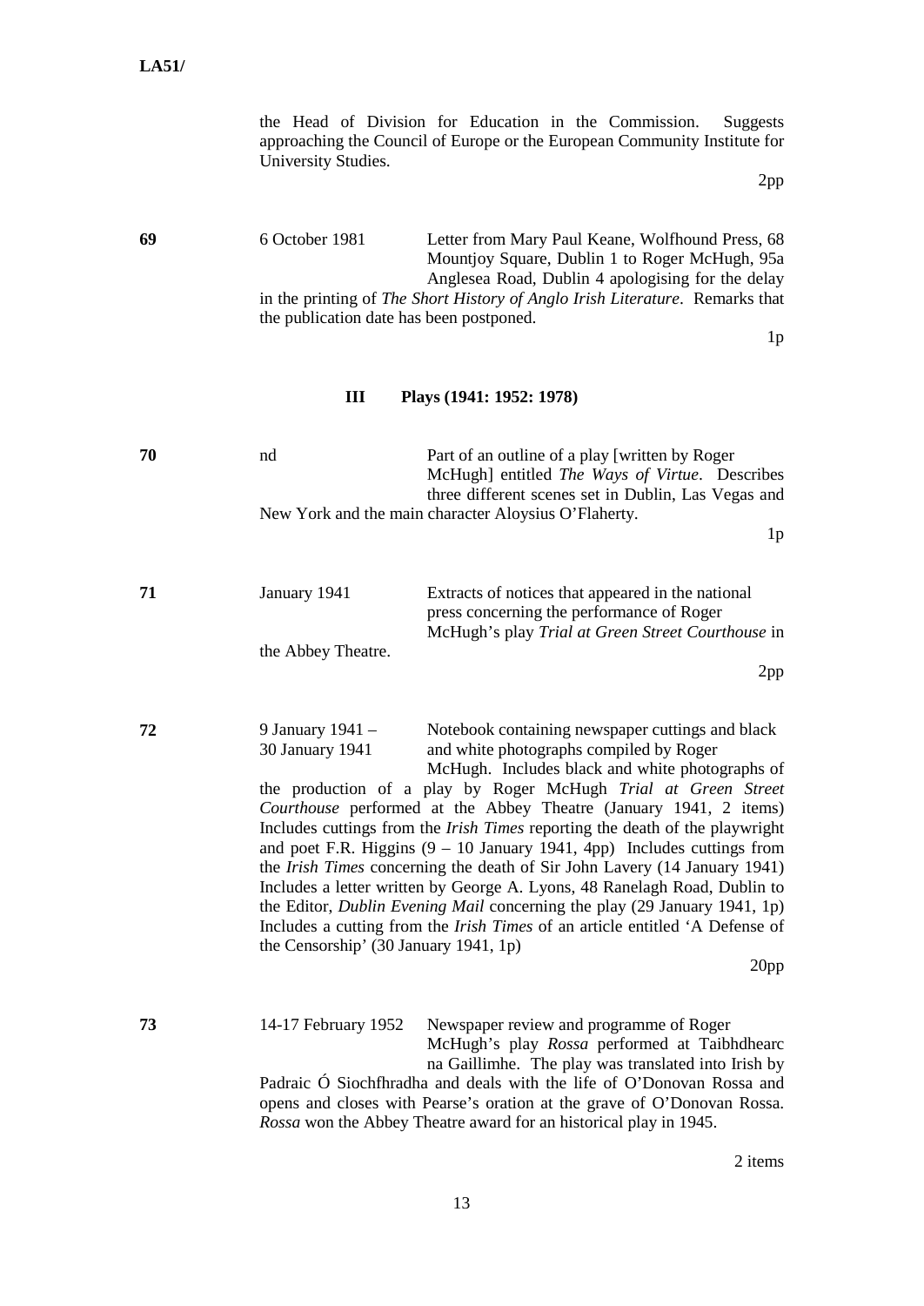the Head of Division for Education in the Commission. Suggests approaching the Council of Europe or the European Community Institute for University Studies.

2pp

**69** 6 October 1981 Letter from Mary Paul Keane, Wolfhound Press, 68 Mountjoy Square, Dublin 1 to Roger McHugh, 95a Anglesea Road, Dublin 4 apologising for the delay in the printing of *The Short History of Anglo Irish Literature*. Remarks that the publication date has been postponed.

1p

### III Plays (1941: 1952: 1978)

**70** nd Part of an outline of a play [written by Roger McHugh] entitled *The Ways of Virtue*. Describes three different scenes set in Dublin, Las Vegas and New York and the main character Aloysius O'Flaherty.

1p

**71** January 1941 Extracts of notices that appeared in the national press concerning the performance of Roger McHugh's play *Trial at Green Street Courthouse* in the Abbey Theatre.

2pp

**72** 9 January 1941 – 30 January 1941 Notebook containing newspaper cuttings and black and white photographs compiled by Roger McHugh. Includes black and white photographs of the production of a play by Roger McHugh *Trial at Green Street Courthouse* performed at the Abbey Theatre (January 1941, 2 items) Includes cuttings from the *Irish Times* reporting the death of the playwright and poet F.R. Higgins (9 – 10 January 1941, 4pp) Includes cuttings from the *Irish Times* concerning the death of Sir John Lavery (14 January 1941) Includes a letter written by George A. Lyons, 48 Ranelagh Road, Dublin to the Editor, *Dublin Evening Mail* concerning the play (29 January 1941, 1p) Includes a cutting from the *Irish Times* of an article entitled 'A Defense of the Censorship' (30 January 1941, 1p)

20pp

**73** 14-17 February 1952 Newspaper review and programme of Roger McHugh's play *Rossa* performed at Taibhdhearc na Gaillimhe. The play was translated into Irish by Padraic Ó Siochfhradha and deals with the life of O'Donovan Rossa and opens and closes with Pearse's oration at the grave of O'Donovan Rossa. *Rossa* won the Abbey Theatre award for an historical play in 1945.

2 items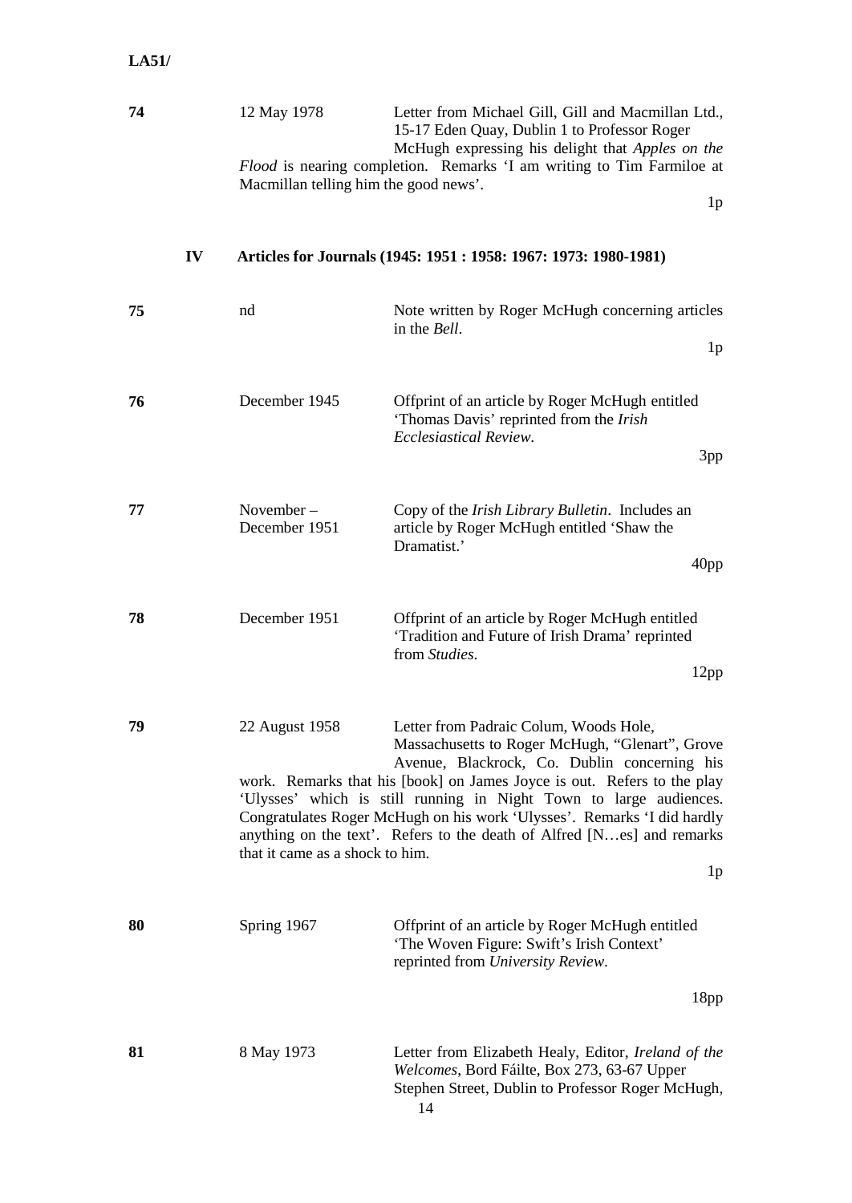**74** | 12 May 1978 | Letter from Michael Gill, Gill and Macmillan Ltd., 15-17 Eden Quay, Dublin 1 to Professor Roger McHugh expressing his delight that *Apples on the Flood* is nearing completion. Remarks 'I am writing to Tim Farmiloe at Macmillan telling him the good news'.

1p

## IV Articles for Journals (1945: 1951 : 1958: 1967: 1973: 1980-1981)

**75** | nd | Note written by Roger McHugh concerning articles in the *Bell*.

1p

**76** | December 1945 | Offprint of an article by Roger McHugh entitled 'Thomas Davis' reprinted from the *Irish Ecclesiastical Review*.

3pp

**77** | November – December 1951 | Copy of the *Irish Library Bulletin*. Includes an article by Roger McHugh entitled 'Shaw the Dramatist.'

40pp

**78** | December 1951 | Offprint of an article by Roger McHugh entitled 'Tradition and Future of Irish Drama' reprinted from *Studies*.

12pp

**79** | 22 August 1958 | Letter from Padraic Colum, Woods Hole, Massachusetts to Roger McHugh, "Glenart", Grove Avenue, Blackrock, Co. Dublin concerning his work. Remarks that his [book] on James Joyce is out. Refers to the play 'Ulysses' which is still running in Night Town to large audiences. Congratulates Roger McHugh on his work 'Ulysses'. Remarks 'I did hardly anything on the text'. Refers to the death of Alfred [N…es] and remarks that it came as a shock to him.

1p

**80** | Spring 1967 | Offprint of an article by Roger McHugh entitled 'The Woven Figure: Swift's Irish Context' reprinted from *University Review*.

18pp

**81** | 8 May 1973 | Letter from Elizabeth Healy, Editor, *Ireland of the Welcomes*, Bord Fáilte, Box 273, 63-67 Upper Stephen Street, Dublin to Professor Roger McHugh,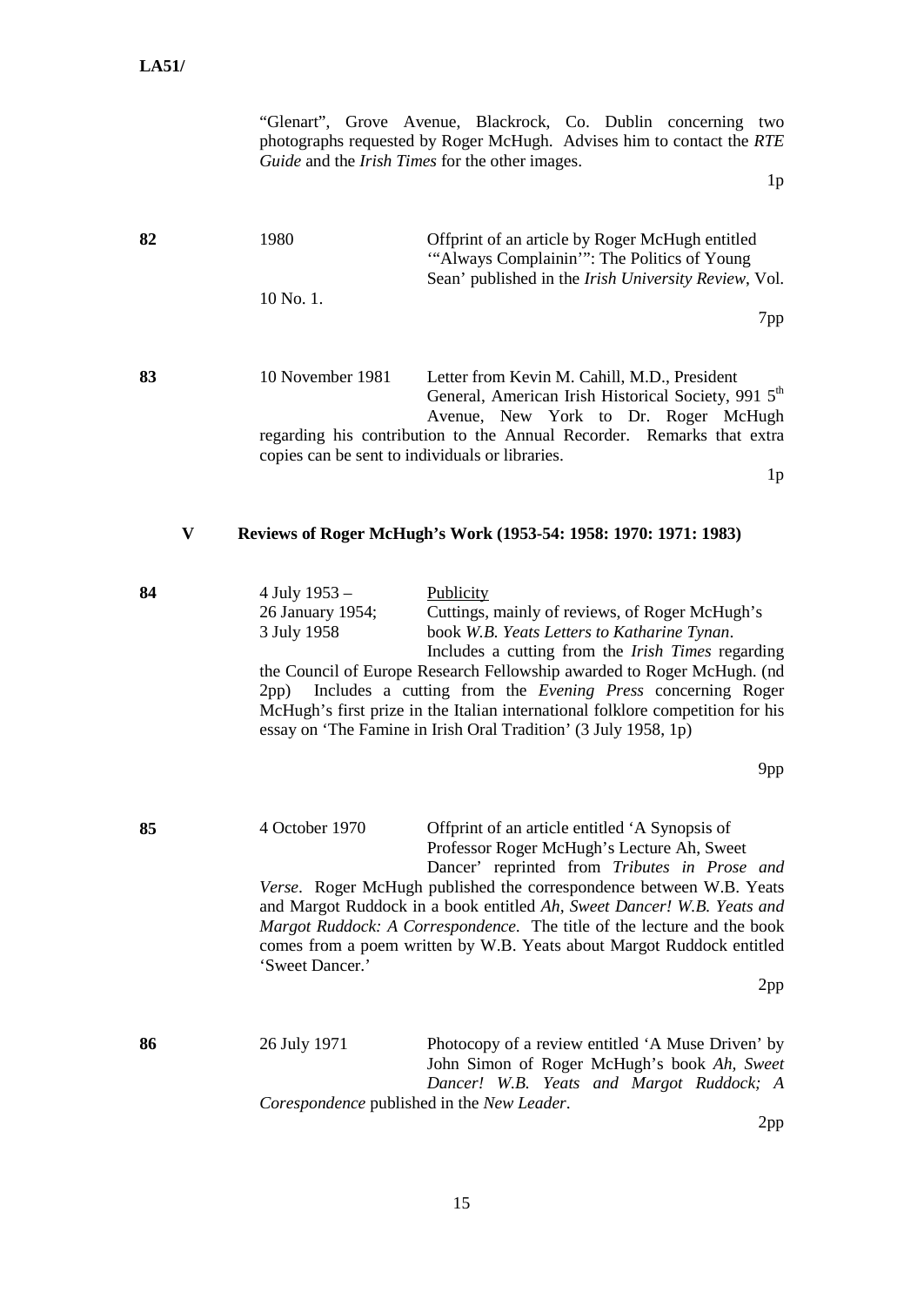"Glenart", Grove Avenue, Blackrock, Co. Dublin concerning two photographs requested by Roger McHugh. Advises him to contact the *RTE Guide* and the *Irish Times* for the other images.

1p

**82** 1980 10 No. 1.

Offprint of an article by Roger McHugh entitled '"Always Complainin'": The Politics of Young Sean' published in the *Irish University Review*, Vol.

7pp

**83** 10 November 1981

Letter from Kevin M. Cahill, M.D., President General, American Irish Historical Society, 991 5th Avenue, New York to Dr. Roger McHugh regarding his contribution to the Annual Recorder. Remarks that extra copies can be sent to individuals or libraries.

1p

## V Reviews of Roger McHugh's Work (1953-54: 1958: 1970: 1971: 1983)

**84** 4 July 1953 – 26 January 1954; 3 July 1958

Publicity

Cuttings, mainly of reviews, of Roger McHugh's book *W.B. Yeats Letters to Katharine Tynan*. Includes a cutting from the *Irish Times* regarding the Council of Europe Research Fellowship awarded to Roger McHugh. (nd 2pp) Includes a cutting from the *Evening Press* concerning Roger McHugh's first prize in the Italian international folklore competition for his essay on 'The Famine in Irish Oral Tradition' (3 July 1958, 1p)

9pp

**85** 4 October 1970

Offprint of an article entitled 'A Synopsis of Professor Roger McHugh's Lecture Ah, Sweet Dancer' reprinted from *Tributes in Prose and Verse*. Roger McHugh published the correspondence between W.B. Yeats and Margot Ruddock in a book entitled *Ah, Sweet Dancer! W.B. Yeats and Margot Ruddock: A Correspondence.* The title of the lecture and the book comes from a poem written by W.B. Yeats about Margot Ruddock entitled 'Sweet Dancer.'

2pp

**86** 26 July 1971

Photocopy of a review entitled 'A Muse Driven' by John Simon of Roger McHugh's book *Ah, Sweet Dancer! W.B. Yeats and Margot Ruddock; A Corespondence* published in the *New Leader*.

2pp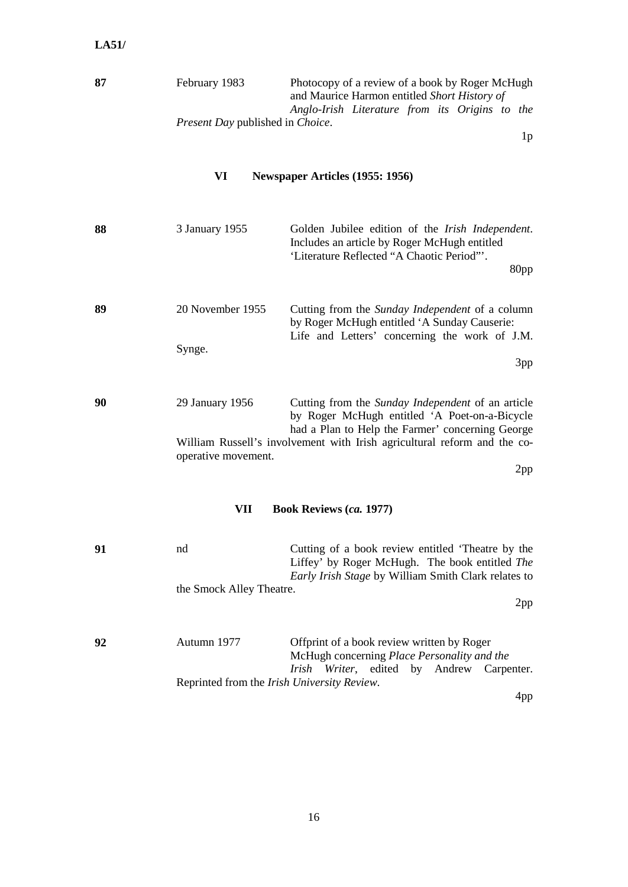**LA51/**

**87** February 1983 Photocopy of a review of a book by Roger McHugh and Maurice Harmon entitled *Short History of Anglo-Irish Literature from its Origins to the Present Day* published in *Choice*.

1p

## VI Newspaper Articles (1955: 1956)

**88** 3 January 1955 Golden Jubilee edition of the *Irish Independent*. Includes an article by Roger McHugh entitled 'Literature Reflected "A Chaotic Period"'.

80pp

**89** 20 November 1955 Cutting from the *Sunday Independent* of a column by Roger McHugh entitled 'A Sunday Causerie: Life and Letters' concerning the work of J.M. Synge.

3pp

**90** 29 January 1956 Cutting from the *Sunday Independent* of an article by Roger McHugh entitled 'A Poet-on-a-Bicycle had a Plan to Help the Farmer' concerning George William Russell's involvement with Irish agricultural reform and the co-operative movement.

2pp

## VII Book Reviews (*ca.* 1977)

**91** nd Cutting of a book review entitled 'Theatre by the Liffey' by Roger McHugh. The book entitled *The Early Irish Stage* by William Smith Clark relates to the Smock Alley Theatre.

2pp

**92** Autumn 1977 Offprint of a book review written by Roger McHugh concerning *Place Personality and the Irish Writer*, edited by Andrew Carpenter. Reprinted from the *Irish University Review*.

4pp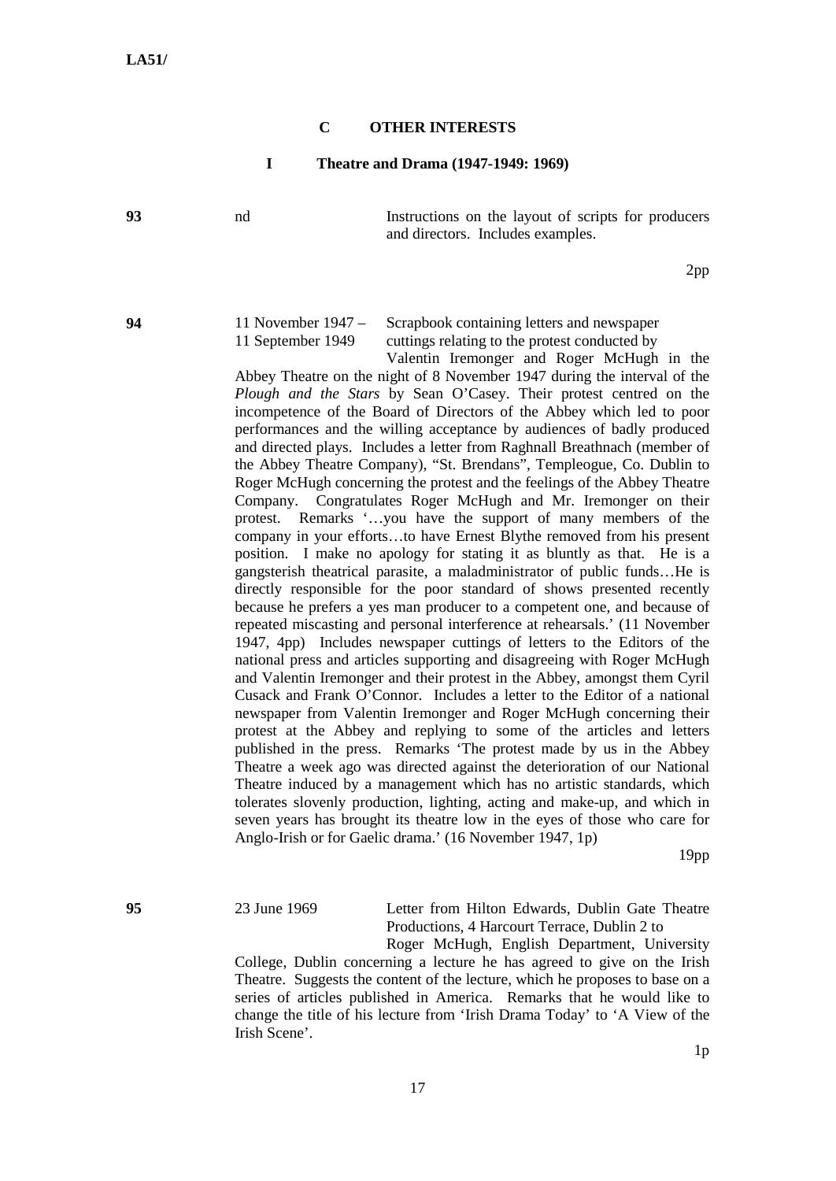## C OTHER INTERESTS

### I Theatre and Drama (1947-1949: 1969)

**93** nd

Instructions on the layout of scripts for producers and directors. Includes examples.

2pp

**94** 11 November 1947 – 11 September 1949

Scrapbook containing letters and newspaper cuttings relating to the protest conducted by Valentin Iremonger and Roger McHugh in the Abbey Theatre on the night of 8 November 1947 during the interval of the *Plough and the Stars* by Sean O'Casey. Their protest centred on the incompetence of the Board of Directors of the Abbey which led to poor performances and the willing acceptance by audiences of badly produced and directed plays. Includes a letter from Raghnall Breathnach (member of the Abbey Theatre Company), "St. Brendans", Templeogue, Co. Dublin to Roger McHugh concerning the protest and the feelings of the Abbey Theatre Company. Congratulates Roger McHugh and Mr. Iremonger on their protest. Remarks '…you have the support of many members of the company in your efforts…to have Ernest Blythe removed from his present position. I make no apology for stating it as bluntly as that. He is a gangsterish theatrical parasite, a maladministrator of public funds…He is directly responsible for the poor standard of shows presented recently because he prefers a yes man producer to a competent one, and because of repeated miscasting and personal interference at rehearsals.' (11 November 1947, 4pp) Includes newspaper cuttings of letters to the Editors of the national press and articles supporting and disagreeing with Roger McHugh and Valentin Iremonger and their protest in the Abbey, amongst them Cyril Cusack and Frank O'Connor. Includes a letter to the Editor of a national newspaper from Valentin Iremonger and Roger McHugh concerning their protest at the Abbey and replying to some of the articles and letters published in the press. Remarks 'The protest made by us in the Abbey Theatre a week ago was directed against the deterioration of our National Theatre induced by a management which has no artistic standards, which tolerates slovenly production, lighting, acting and make-up, and which in seven years has brought its theatre low in the eyes of those who care for Anglo-Irish or for Gaelic drama.' (16 November 1947, 1p)

19pp

**95** 23 June 1969

Letter from Hilton Edwards, Dublin Gate Theatre Productions, 4 Harcourt Terrace, Dublin 2 to Roger McHugh, English Department, University College, Dublin concerning a lecture he has agreed to give on the Irish Theatre. Suggests the content of the lecture, which he proposes to base on a series of articles published in America. Remarks that he would like to change the title of his lecture from 'Irish Drama Today' to 'A View of the Irish Scene'.

1p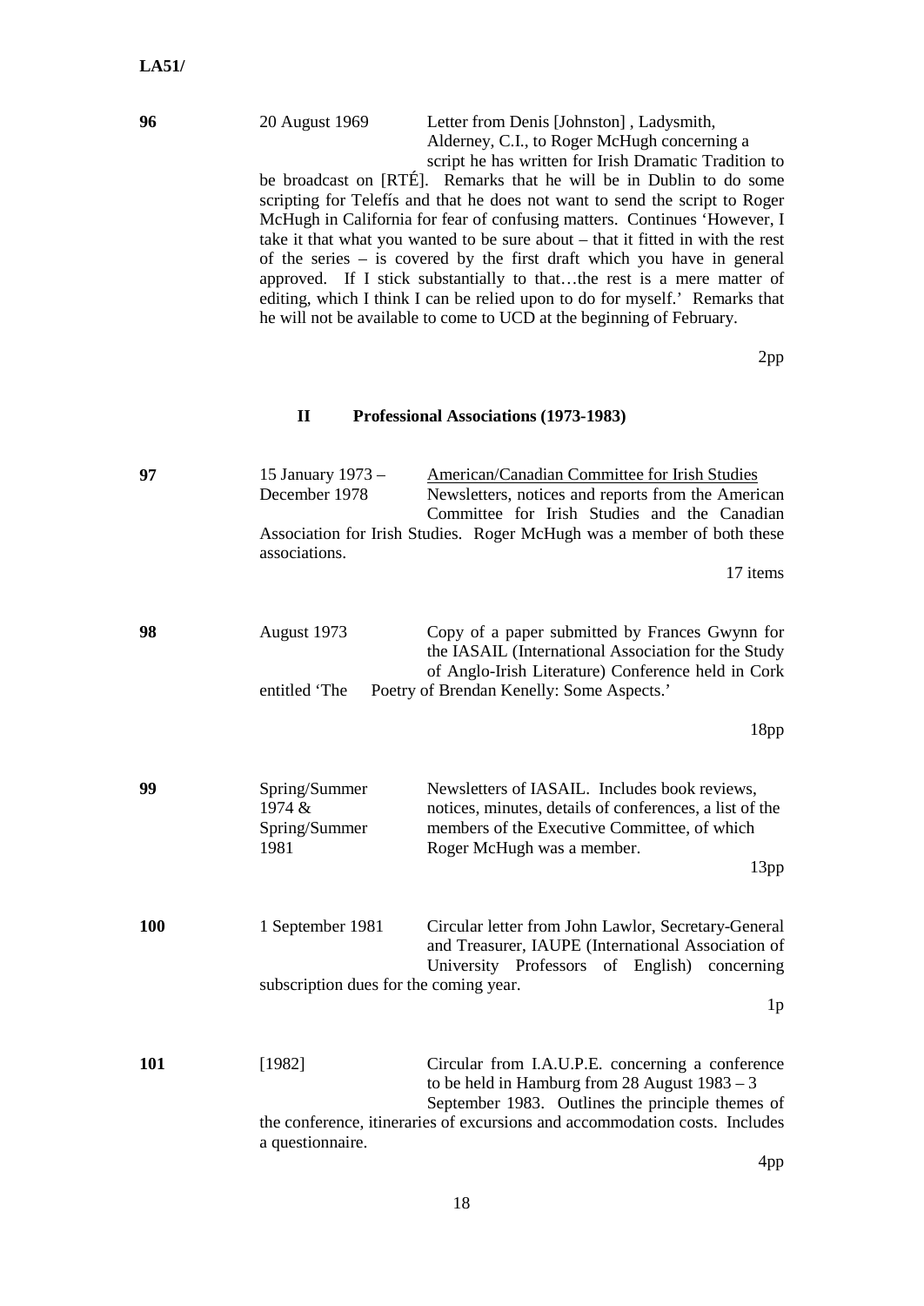**LA51/**

**96** 20 August 1969 Letter from Denis [Johnston] , Ladysmith, Alderney, C.I., to Roger McHugh concerning a script he has written for Irish Dramatic Tradition to be broadcast on [RTÉ]. Remarks that he will be in Dublin to do some scripting for Telefís and that he does not want to send the script to Roger McHugh in California for fear of confusing matters. Continues 'However, I take it that what you wanted to be sure about – that it fitted in with the rest of the series – is covered by the first draft which you have in general approved. If I stick substantially to that…the rest is a mere matter of editing, which I think I can be relied upon to do for myself.' Remarks that he will not be available to come to UCD at the beginning of February.

2pp

## II Professional Associations (1973-1983)

**97** 15 January 1973 – December 1978 American/Canadian Committee for Irish Studies

Newsletters, notices and reports from the American Committee for Irish Studies and the Canadian Association for Irish Studies. Roger McHugh was a member of both these associations.

17 items

**98** August 1973 Copy of a paper submitted by Frances Gwynn for the IASAIL (International Association for the Study of Anglo-Irish Literature) Conference held in Cork entitled 'The Poetry of Brendan Kenelly: Some Aspects.'

18pp

**99** Spring/Summer 1974 & Spring/Summer 1981 Newsletters of IASAIL. Includes book reviews, notices, minutes, details of conferences, a list of the members of the Executive Committee, of which Roger McHugh was a member.

13pp

**100** 1 September 1981 Circular letter from John Lawlor, Secretary-General and Treasurer, IAUPE (International Association of University Professors of English) concerning subscription dues for the coming year.

1p

**101** [1982] Circular from I.A.U.P.E. concerning a conference to be held in Hamburg from 28 August 1983 – 3 September 1983. Outlines the principle themes of the conference, itineraries of excursions and accommodation costs. Includes a questionnaire.

4pp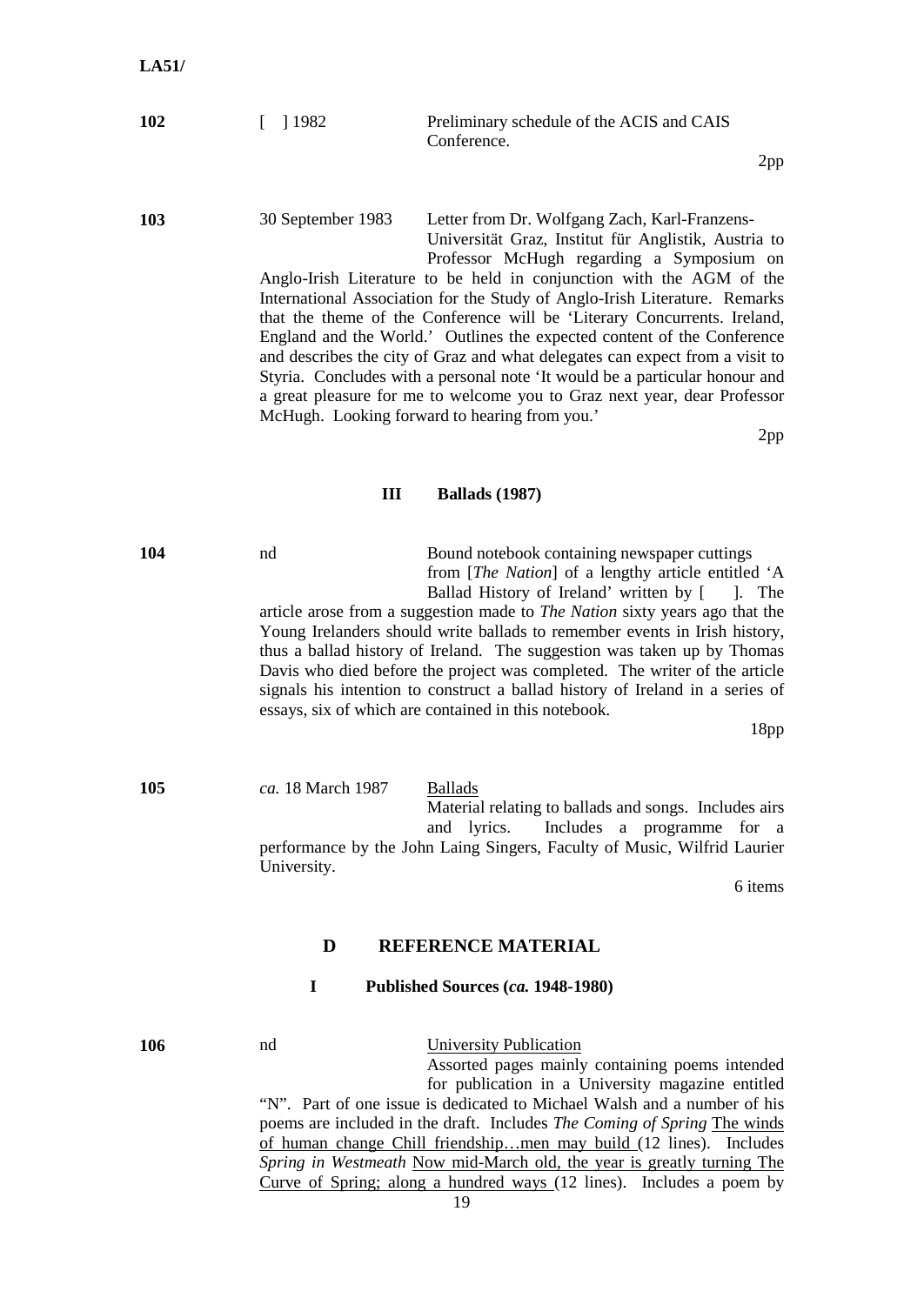**102** [ ] 1982 Preliminary schedule of the ACIS and CAIS Conference.

2pp

**103** 30 September 1983 Letter from Dr. Wolfgang Zach, Karl-Franzens-Universität Graz, Institut für Anglistik, Austria to Professor McHugh regarding a Symposium on Anglo-Irish Literature to be held in conjunction with the AGM of the International Association for the Study of Anglo-Irish Literature. Remarks that the theme of the Conference will be 'Literary Concurrents. Ireland, England and the World.' Outlines the expected content of the Conference and describes the city of Graz and what delegates can expect from a visit to Styria. Concludes with a personal note 'It would be a particular honour and a great pleasure for me to welcome you to Graz next year, dear Professor McHugh. Looking forward to hearing from you.'

2pp

### III Ballads (1987)

**104** nd Bound notebook containing newspaper cuttings from [*The Nation*] of a lengthy article entitled 'A Ballad History of Ireland' written by [ ]. The article arose from a suggestion made to *The Nation* sixty years ago that the Young Irelanders should write ballads to remember events in Irish history, thus a ballad history of Ireland. The suggestion was taken up by Thomas Davis who died before the project was completed. The writer of the article signals his intention to construct a ballad history of Ireland in a series of essays, six of which are contained in this notebook.

18pp

**105** *ca.* 18 March 1987 <u>Ballads</u>
Material relating to ballads and songs. Includes airs and lyrics. Includes a programme for a performance by the John Laing Singers, Faculty of Music, Wilfrid Laurier University.

6 items

## D REFERENCE MATERIAL

### I Published Sources (*ca.* 1948-1980)

**106** nd <u>University Publication</u>
Assorted pages mainly containing poems intended for publication in a University magazine entitled "N". Part of one issue is dedicated to Michael Walsh and a number of his poems are included in the draft. Includes *The Coming of Spring* <u>The winds of human change Chill friendship…men may build</u> (12 lines). Includes *Spring in Westmeath* <u>Now mid-March old, the year is greatly turning The Curve of Spring; along a hundred ways</u> (12 lines). Includes a poem by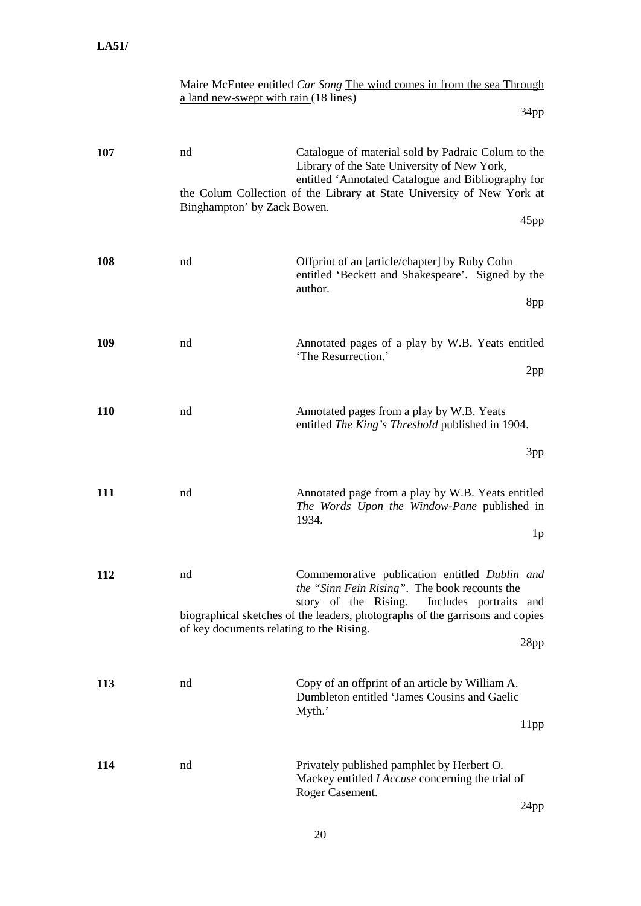Maire McEntee entitled *Car Song* The wind comes in from the sea Through a land new-swept with rain (18 lines)

34pp

| | | | |
|---|---|---|---|
| **107** | nd | Catalogue of material sold by Padraic Colum to the Library of the Sate University of New York, entitled 'Annotated Catalogue and Bibliography for the Colum Collection of the Library at State University of New York at Binghampton' by Zack Bowen. | 45pp |
| **108** | nd | Offprint of an [article/chapter] by Ruby Cohn entitled 'Beckett and Shakespeare'. Signed by the author. | 8pp |
| **109** | nd | Annotated pages of a play by W.B. Yeats entitled 'The Resurrection.' | 2pp |
| **110** | nd | Annotated pages from a play by W.B. Yeats entitled *The King's Threshold* published in 1904. | 3pp |
| **111** | nd | Annotated page from a play by W.B. Yeats entitled *The Words Upon the Window-Pane* published in 1934. | 1p |
| **112** | nd | Commemorative publication entitled *Dublin and the "Sinn Fein Rising"*. The book recounts the story of the Rising. Includes portraits and biographical sketches of the leaders, photographs of the garrisons and copies of key documents relating to the Rising. | 28pp |
| **113** | nd | Copy of an offprint of an article by William A. Dumbleton entitled 'James Cousins and Gaelic Myth.' | 11pp |
| **114** | nd | Privately published pamphlet by Herbert O. Mackey entitled *I Accuse* concerning the trial of Roger Casement. | 24pp |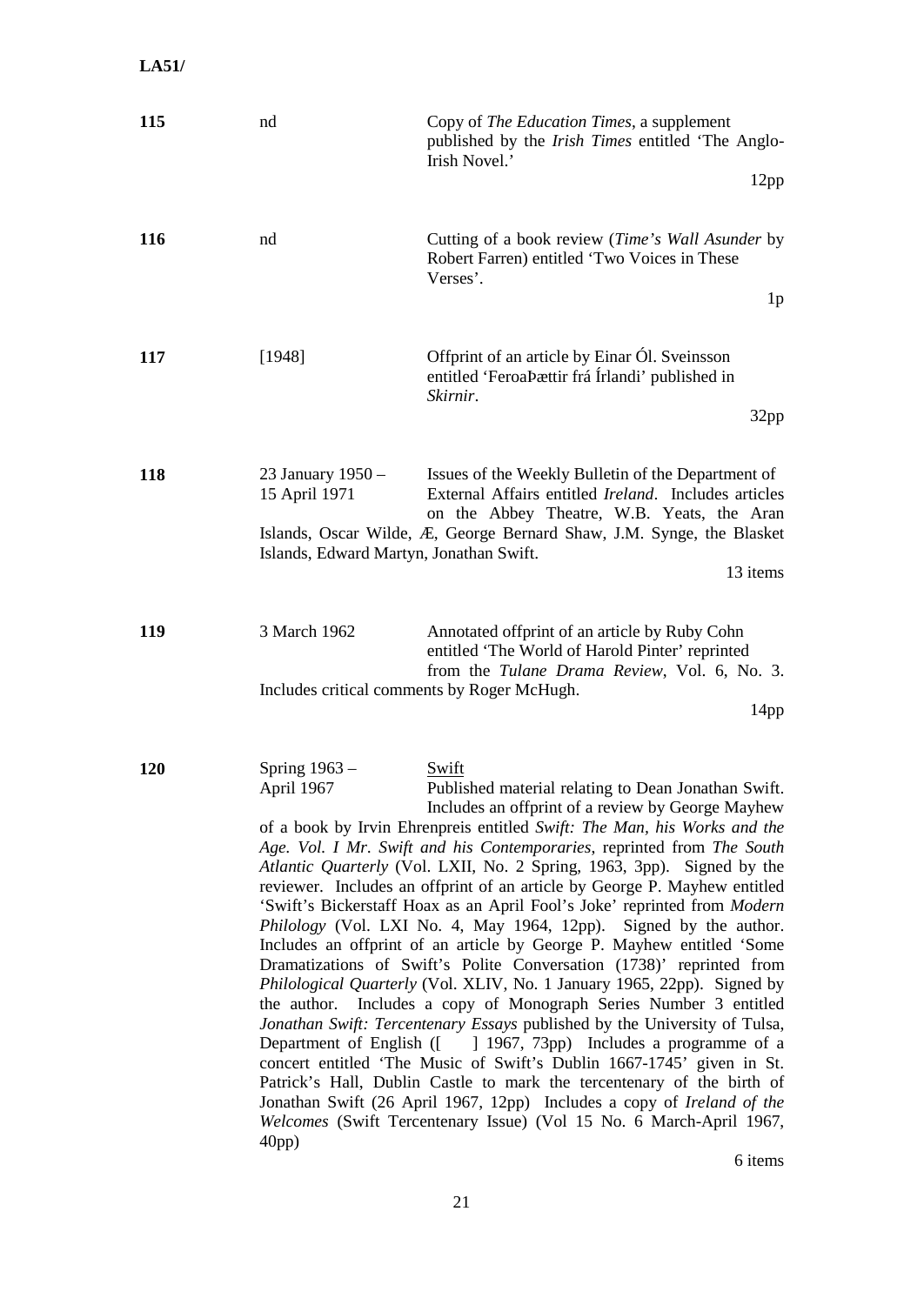**LA51/**

| | | |
|---|---|---|
| **115** | nd | Copy of *The Education Times*, a supplement published by the *Irish Times* entitled 'The Anglo-Irish Novel.' <br> 12pp |
| **116** | nd | Cutting of a book review (*Time's Wall Asunder* by Robert Farren) entitled 'Two Voices in These Verses'. <br> 1p |
| **117** | [1948] | Offprint of an article by Einar Ól. Sveinsson entitled 'FeroaÞættir frá Írlandi' published in *Skirnir*. <br> 32pp |
| **118** | 23 January 1950 – 15 April 1971 | Issues of the Weekly Bulletin of the Department of External Affairs entitled *Ireland*. Includes articles on the Abbey Theatre, W.B. Yeats, the Aran Islands, Oscar Wilde, Æ, George Bernard Shaw, J.M. Synge, the Blasket Islands, Edward Martyn, Jonathan Swift. <br> 13 items |
| **119** | 3 March 1962 | Annotated offprint of an article by Ruby Cohn entitled 'The World of Harold Pinter' reprinted from the *Tulane Drama Review*, Vol. 6, No. 3. Includes critical comments by Roger McHugh. <br> 14pp |
| **120** | Spring 1963 – April 1967 | Swift <br> Published material relating to Dean Jonathan Swift. Includes an offprint of a review by George Mayhew of a book by Irvin Ehrenpreis entitled *Swift: The Man, his Works and the Age. Vol. I Mr. Swift and his Contemporaries*, reprinted from *The South Atlantic Quarterly* (Vol. LXII, No. 2 Spring, 1963, 3pp). Signed by the reviewer. Includes an offprint of an article by George P. Mayhew entitled 'Swift's Bickerstaff Hoax as an April Fool's Joke' reprinted from *Modern Philology* (Vol. LXI No. 4, May 1964, 12pp). Signed by the author. Includes an offprint of an article by George P. Mayhew entitled 'Some Dramatizations of Swift's Polite Conversation (1738)' reprinted from *Philological Quarterly* (Vol. XLIV, No. 1 January 1965, 22pp). Signed by the author. Includes a copy of Monograph Series Number 3 entitled *Jonathan Swift: Tercentenary Essays* published by the University of Tulsa, Department of English ([ ] 1967, 73pp) Includes a programme of a concert entitled 'The Music of Swift's Dublin 1667-1745' given in St. Patrick's Hall, Dublin Castle to mark the tercentenary of the birth of Jonathan Swift (26 April 1967, 12pp) Includes a copy of *Ireland of the Welcomes* (Swift Tercentenary Issue) (Vol 15 No. 6 March-April 1967, 40pp) <br> 6 items |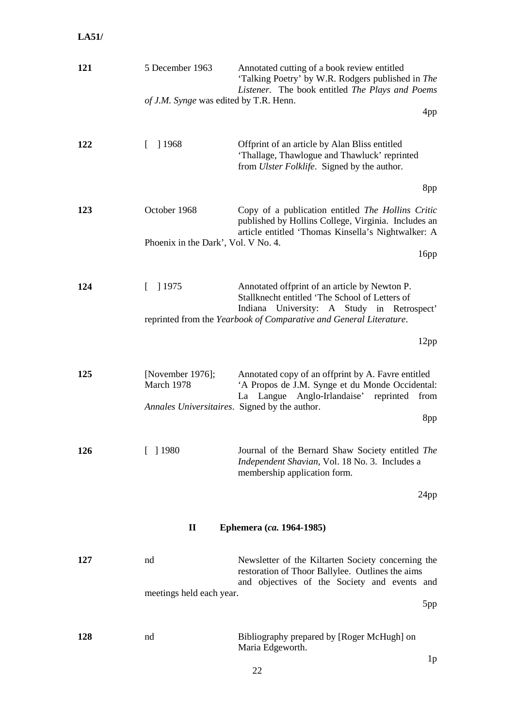**LA51/**

| | | | |
|---|---|---|---|
| **121** | 5 December 1963 | Annotated cutting of a book review entitled 'Talking Poetry' by W.R. Rodgers published in *The Listener*. The book entitled *The Plays and Poems of J.M. Synge* was edited by T.R. Henn. | 4pp |
| **122** | [ ] 1968 | Offprint of an article by Alan Bliss entitled 'Thallage, Thawlogue and Thawluck' reprinted from *Ulster Folklife*. Signed by the author. | 8pp |
| **123** | October 1968 | Copy of a publication entitled *The Hollins Critic* published by Hollins College, Virginia. Includes an article entitled 'Thomas Kinsella's Nightwalker: A Phoenix in the Dark', Vol. V No. 4. | 16pp |
| **124** | [ ] 1975 | Annotated offprint of an article by Newton P. Stallknecht entitled 'The School of Letters of Indiana University: A Study in Retrospect' reprinted from the *Yearbook of Comparative and General Literature*. | 12pp |
| **125** | [November 1976]; March 1978 | Annotated copy of an offprint by A. Favre entitled 'A Propos de J.M. Synge et du Monde Occidental: La Langue Anglo-Irlandaise' reprinted from *Annales Universitaires*. Signed by the author. | 8pp |
| **126** | [ ] 1980 | Journal of the Bernard Shaw Society entitled *The Independent Shavian*, Vol. 18 No. 3. Includes a membership application form. | 24pp |

## II Ephemera (*ca.* 1964-1985)

| | | | |
|---|---|---|---|
| **127** | nd | Newsletter of the Kiltarten Society concerning the restoration of Thoor Ballylee. Outlines the aims and objectives of the Society and events and meetings held each year. | 5pp |
| **128** | nd | Bibliography prepared by [Roger McHugh] on Maria Edgeworth. | 1p |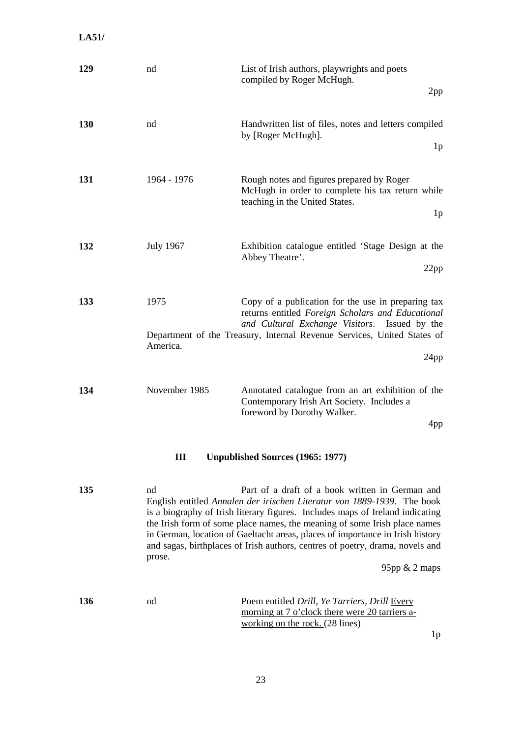**LA51/**

**129** nd

List of Irish authors, playwrights and poets compiled by Roger McHugh.

2pp

**130** nd

Handwritten list of files, notes and letters compiled by [Roger McHugh].

1p

**131** 1964 - 1976

Rough notes and figures prepared by Roger McHugh in order to complete his tax return while teaching in the United States.

1p

**132** July 1967

Exhibition catalogue entitled 'Stage Design at the Abbey Theatre'.

22pp

**133** 1975

Copy of a publication for the use in preparing tax returns entitled *Foreign Scholars and Educational and Cultural Exchange Visitors*. Issued by the Department of the Treasury, Internal Revenue Services, United States of America.

24pp

**134** November 1985

Annotated catalogue from an art exhibition of the Contemporary Irish Art Society. Includes a foreword by Dorothy Walker.

4pp

## III Unpublished Sources (1965: 1977)

**135** nd

Part of a draft of a book written in German and English entitled *Annalen der irischen Literatur von 1889-1939*. The book is a biography of Irish literary figures. Includes maps of Ireland indicating the Irish form of some place names, the meaning of some Irish place names in German, location of Gaeltacht areas, places of importance in Irish history and sagas, birthplaces of Irish authors, centres of poetry, drama, novels and prose.

95pp & 2 maps

**136** nd

Poem entitled *Drill, Ye Tarriers, Drill* Every morning at 7 o'clock there were 20 tarriers a-working on the rock. (28 lines)

1p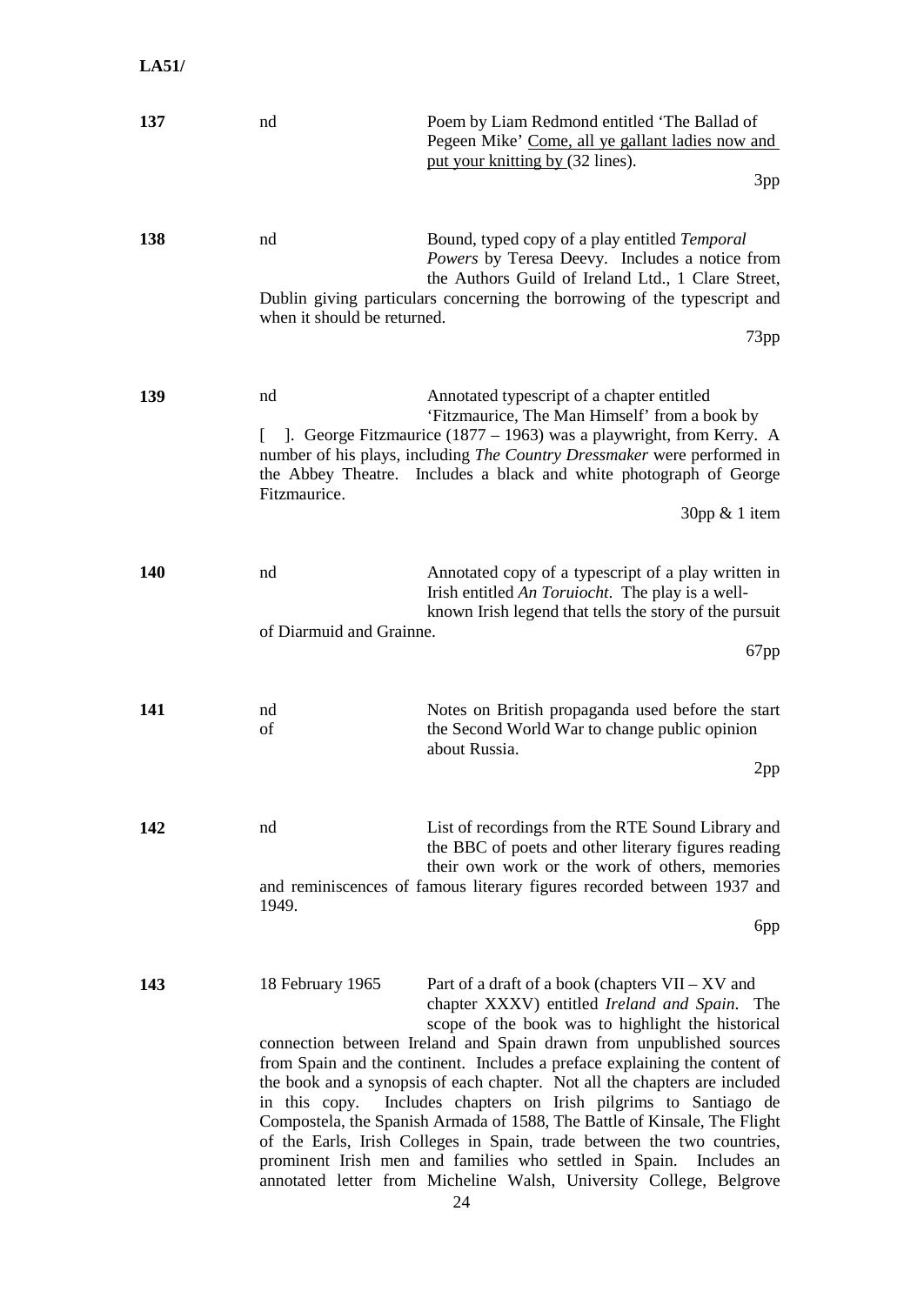**LA51/**

| | | |
|---|---|---|
| **137** | nd | Poem by Liam Redmond entitled 'The Ballad of Pegeen Mike' Come, all ye gallant ladies now and put your knitting by (32 lines). 3pp |
| **138** | nd | Bound, typed copy of a play entitled *Temporal Powers* by Teresa Deevy. Includes a notice from the Authors Guild of Ireland Ltd., 1 Clare Street, Dublin giving particulars concerning the borrowing of the typescript and when it should be returned. 73pp |
| **139** | nd | Annotated typescript of a chapter entitled 'Fitzmaurice, The Man Himself' from a book by [ ]. George Fitzmaurice (1877 – 1963) was a playwright, from Kerry. A number of his plays, including *The Country Dressmaker* were performed in the Abbey Theatre. Includes a black and white photograph of George Fitzmaurice. 30pp & 1 item |
| **140** | nd | Annotated copy of a typescript of a play written in Irish entitled *An Toruiocht*. The play is a well-known Irish legend that tells the story of the pursuit of Diarmuid and Grainne. 67pp |
| **141** | nd of | Notes on British propaganda used before the start the Second World War to change public opinion about Russia. 2pp |
| **142** | nd | List of recordings from the RTE Sound Library and the BBC of poets and other literary figures reading their own work or the work of others, memories and reminiscences of famous literary figures recorded between 1937 and 1949. 6pp |
| **143** | 18 February 1965 | Part of a draft of a book (chapters VII – XV and chapter XXXV) entitled *Ireland and Spain*. The scope of the book was to highlight the historical connection between Ireland and Spain drawn from unpublished sources from Spain and the continent. Includes a preface explaining the content of the book and a synopsis of each chapter. Not all the chapters are included in this copy. Includes chapters on Irish pilgrims to Santiago de Compostela, the Spanish Armada of 1588, The Battle of Kinsale, The Flight of the Earls, Irish Colleges in Spain, trade between the two countries, prominent Irish men and families who settled in Spain. Includes an annotated letter from Micheline Walsh, University College, Belgrove |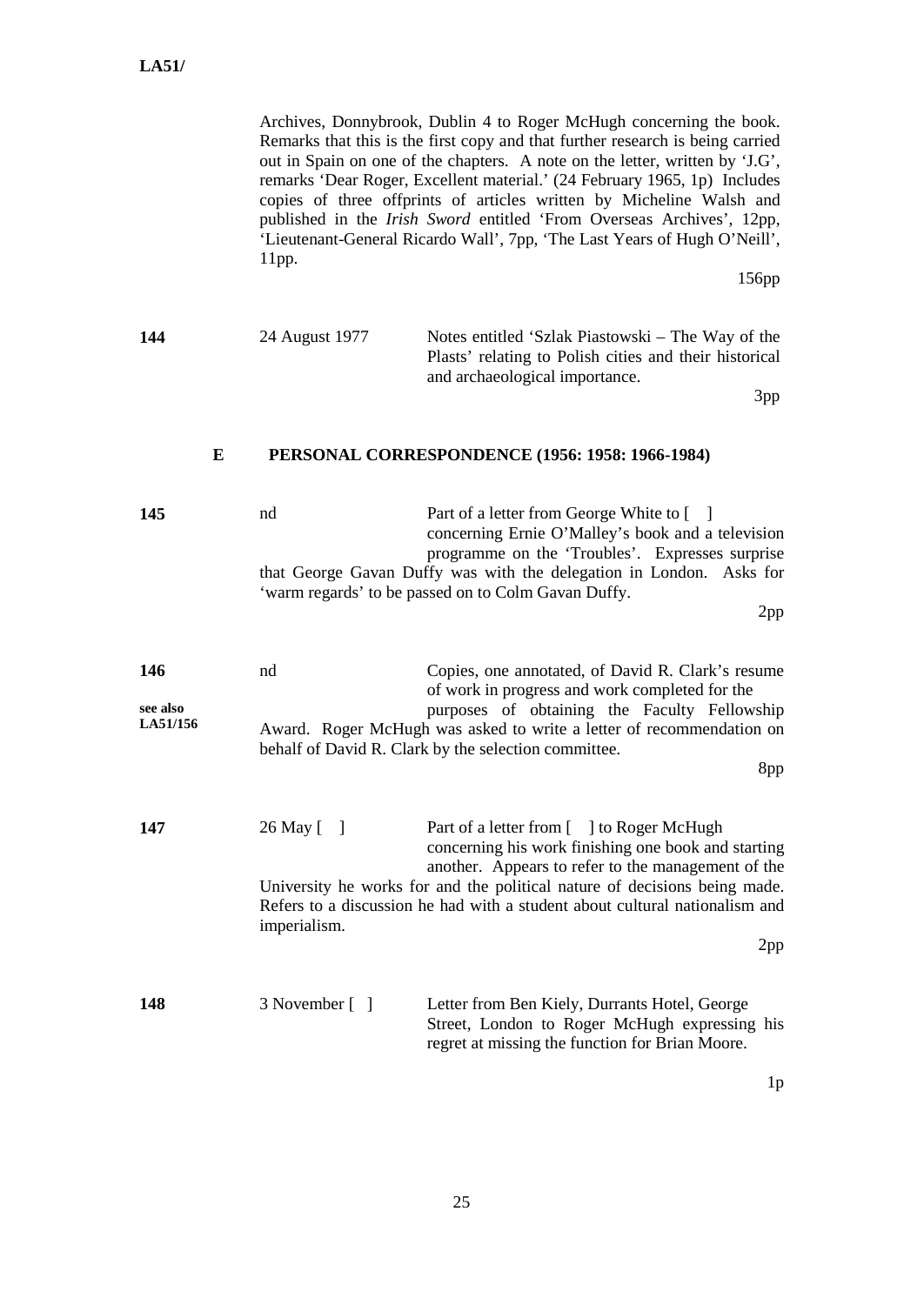Archives, Donnybrook, Dublin 4 to Roger McHugh concerning the book. Remarks that this is the first copy and that further research is being carried out in Spain on one of the chapters. A note on the letter, written by 'J.G', remarks 'Dear Roger, Excellent material.' (24 February 1965, 1p) Includes copies of three offprints of articles written by Micheline Walsh and published in the *Irish Sword* entitled 'From Overseas Archives', 12pp, 'Lieutenant-General Ricardo Wall', 7pp, 'The Last Years of Hugh O'Neill', 11pp.

156pp

**144** 24 August 1977 Notes entitled 'Szlak Piastowski – The Way of the Plasts' relating to Polish cities and their historical and archaeological importance.

3pp

## E PERSONAL CORRESPONDENCE (1956: 1958: 1966-1984)

**145** nd Part of a letter from George White to [ ] concerning Ernie O'Malley's book and a television programme on the 'Troubles'. Expresses surprise that George Gavan Duffy was with the delegation in London. Asks for 'warm regards' to be passed on to Colm Gavan Duffy.

2pp

**146** nd Copies, one annotated, of David R. Clark's resume of work in progress and work completed for the purposes of obtaining the Faculty Fellowship Award. Roger McHugh was asked to write a letter of recommendation on behalf of David R. Clark by the selection committee.

**see also LA51/156**

8pp

**147** 26 May [ ] Part of a letter from [ ] to Roger McHugh concerning his work finishing one book and starting another. Appears to refer to the management of the University he works for and the political nature of decisions being made. Refers to a discussion he had with a student about cultural nationalism and imperialism.

2pp

**148** 3 November [ ] Letter from Ben Kiely, Durrants Hotel, George Street, London to Roger McHugh expressing his regret at missing the function for Brian Moore.

1p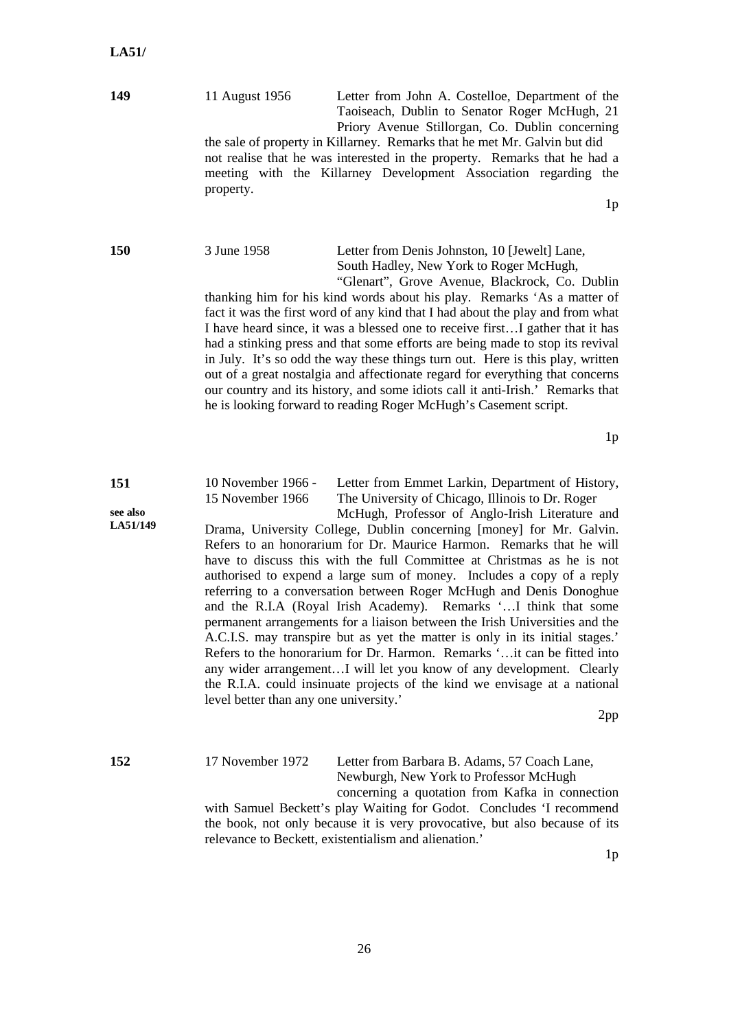**LA51/**

**149** 11 August 1956

Letter from John A. Costelloe, Department of the Taoiseach, Dublin to Senator Roger McHugh, 21 Priory Avenue Stillorgan, Co. Dublin concerning the sale of property in Killarney. Remarks that he met Mr. Galvin but did not realise that he was interested in the property. Remarks that he had a meeting with the Killarney Development Association regarding the property.

1p

**150** 3 June 1958

Letter from Denis Johnston, 10 [Jewelt] Lane, South Hadley, New York to Roger McHugh, "Glenart", Grove Avenue, Blackrock, Co. Dublin thanking him for his kind words about his play. Remarks 'As a matter of fact it was the first word of any kind that I had about the play and from what I have heard since, it was a blessed one to receive first…I gather that it has had a stinking press and that some efforts are being made to stop its revival in July. It's so odd the way these things turn out. Here is this play, written out of a great nostalgia and affectionate regard for everything that concerns our country and its history, and some idiots call it anti-Irish.' Remarks that he is looking forward to reading Roger McHugh's Casement script.

1p

**151**

**see also LA51/149**

10 November 1966 - 15 November 1966

Letter from Emmet Larkin, Department of History, The University of Chicago, Illinois to Dr. Roger McHugh, Professor of Anglo-Irish Literature and Drama, University College, Dublin concerning [money] for Mr. Galvin. Refers to an honorarium for Dr. Maurice Harmon. Remarks that he will have to discuss this with the full Committee at Christmas as he is not authorised to expend a large sum of money. Includes a copy of a reply referring to a conversation between Roger McHugh and Denis Donoghue and the R.I.A (Royal Irish Academy). Remarks '…I think that some permanent arrangements for a liaison between the Irish Universities and the A.C.I.S. may transpire but as yet the matter is only in its initial stages.' Refers to the honorarium for Dr. Harmon. Remarks '…it can be fitted into any wider arrangement…I will let you know of any development. Clearly the R.I.A. could insinuate projects of the kind we envisage at a national level better than any one university.'

2pp

**152** 17 November 1972

Letter from Barbara B. Adams, 57 Coach Lane, Newburgh, New York to Professor McHugh concerning a quotation from Kafka in connection with Samuel Beckett's play Waiting for Godot. Concludes 'I recommend the book, not only because it is very provocative, but also because of its relevance to Beckett, existentialism and alienation.'

1p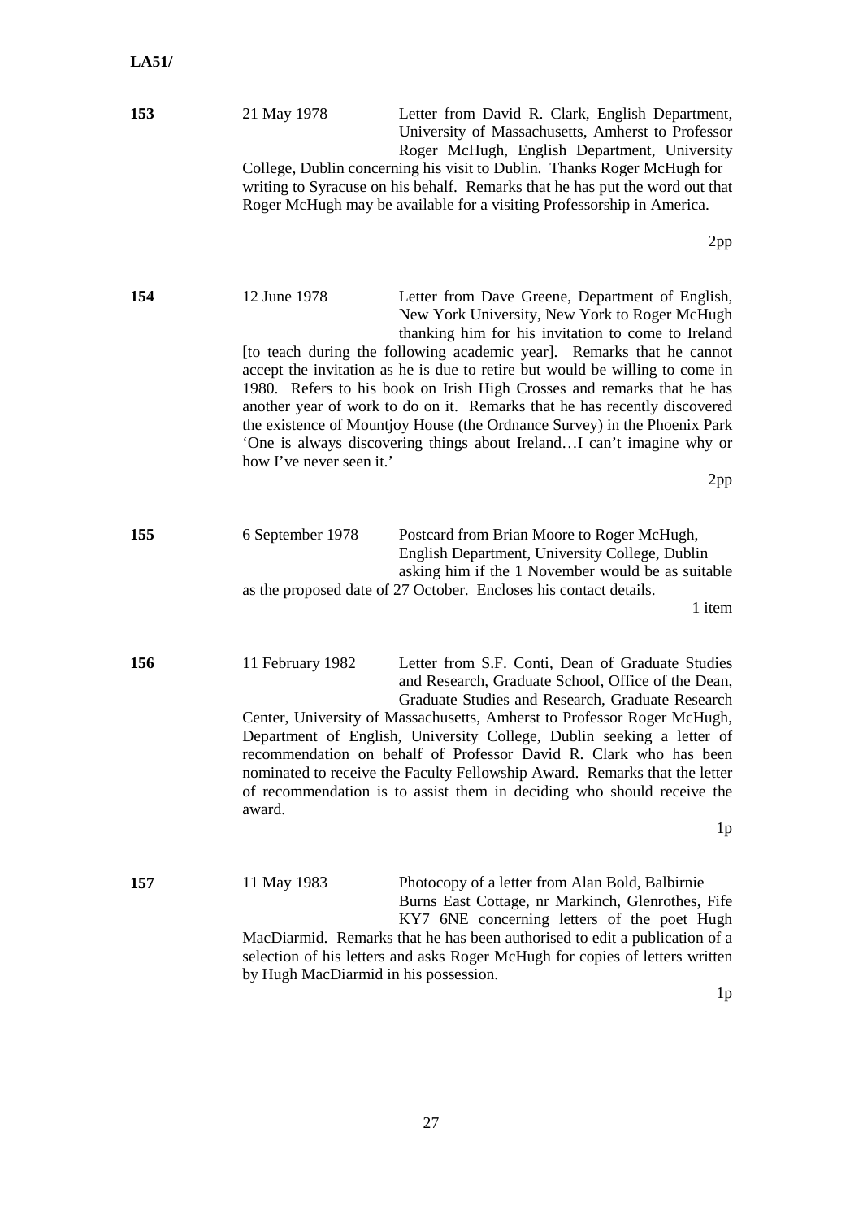**LA51/**

**153** 21 May 1978

Letter from David R. Clark, English Department, University of Massachusetts, Amherst to Professor Roger McHugh, English Department, University College, Dublin concerning his visit to Dublin. Thanks Roger McHugh for writing to Syracuse on his behalf. Remarks that he has put the word out that Roger McHugh may be available for a visiting Professorship in America.

2pp

**154** 12 June 1978

Letter from Dave Greene, Department of English, New York University, New York to Roger McHugh thanking him for his invitation to come to Ireland [to teach during the following academic year]. Remarks that he cannot accept the invitation as he is due to retire but would be willing to come in 1980. Refers to his book on Irish High Crosses and remarks that he has another year of work to do on it. Remarks that he has recently discovered the existence of Mountjoy House (the Ordnance Survey) in the Phoenix Park 'One is always discovering things about Ireland…I can't imagine why or how I've never seen it.'

2pp

**155** 6 September 1978

Postcard from Brian Moore to Roger McHugh, English Department, University College, Dublin asking him if the 1 November would be as suitable as the proposed date of 27 October. Encloses his contact details.

1 item

**156** 11 February 1982

Letter from S.F. Conti, Dean of Graduate Studies and Research, Graduate School, Office of the Dean, Graduate Studies and Research, Graduate Research Center, University of Massachusetts, Amherst to Professor Roger McHugh, Department of English, University College, Dublin seeking a letter of recommendation on behalf of Professor David R. Clark who has been nominated to receive the Faculty Fellowship Award. Remarks that the letter of recommendation is to assist them in deciding who should receive the award.

1p

**157** 11 May 1983

Photocopy of a letter from Alan Bold, Balbirnie Burns East Cottage, nr Markinch, Glenrothes, Fife KY7 6NE concerning letters of the poet Hugh MacDiarmid. Remarks that he has been authorised to edit a publication of a selection of his letters and asks Roger McHugh for copies of letters written by Hugh MacDiarmid in his possession.

1p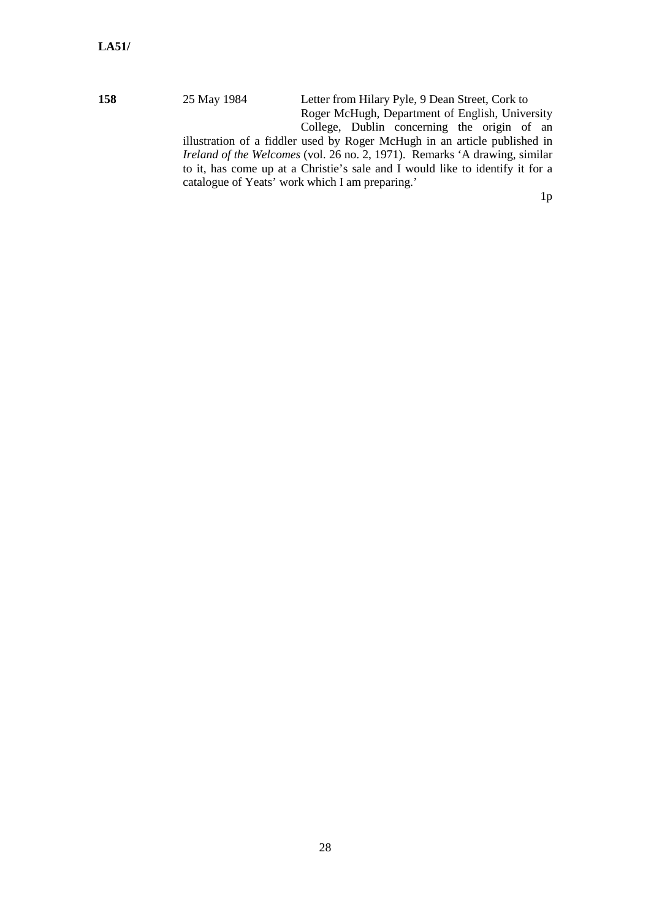**LA51/**

**158** 25 May 1984 Letter from Hilary Pyle, 9 Dean Street, Cork to Roger McHugh, Department of English, University College, Dublin concerning the origin of an illustration of a fiddler used by Roger McHugh in an article published in *Ireland of the Welcomes* (vol. 26 no. 2, 1971). Remarks 'A drawing, similar to it, has come up at a Christie's sale and I would like to identify it for a catalogue of Yeats' work which I am preparing.'

1p